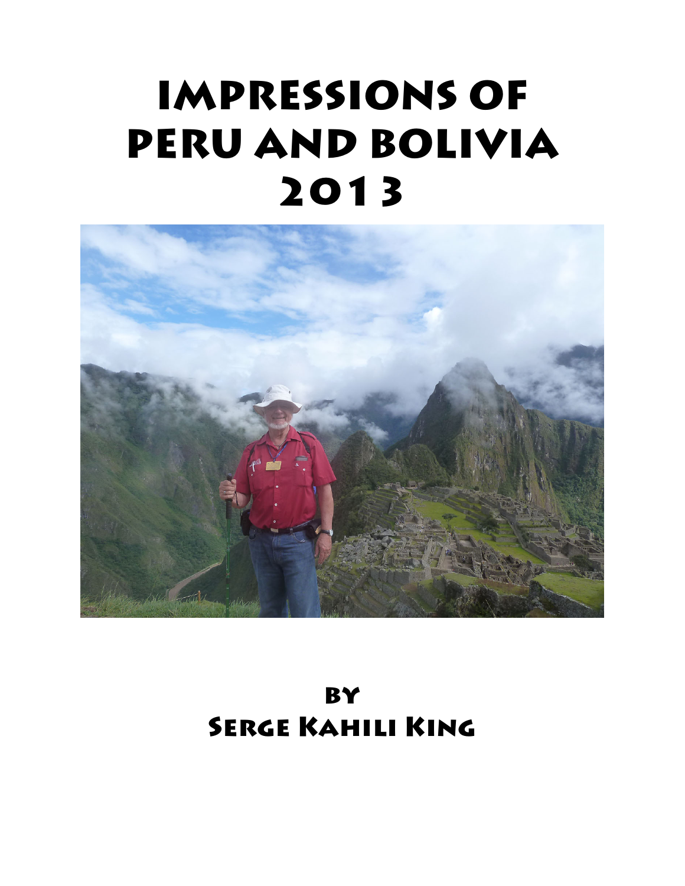# IMPRESSIONS OF PERU AND BOLIVIA 2013

by
Serge Kahili King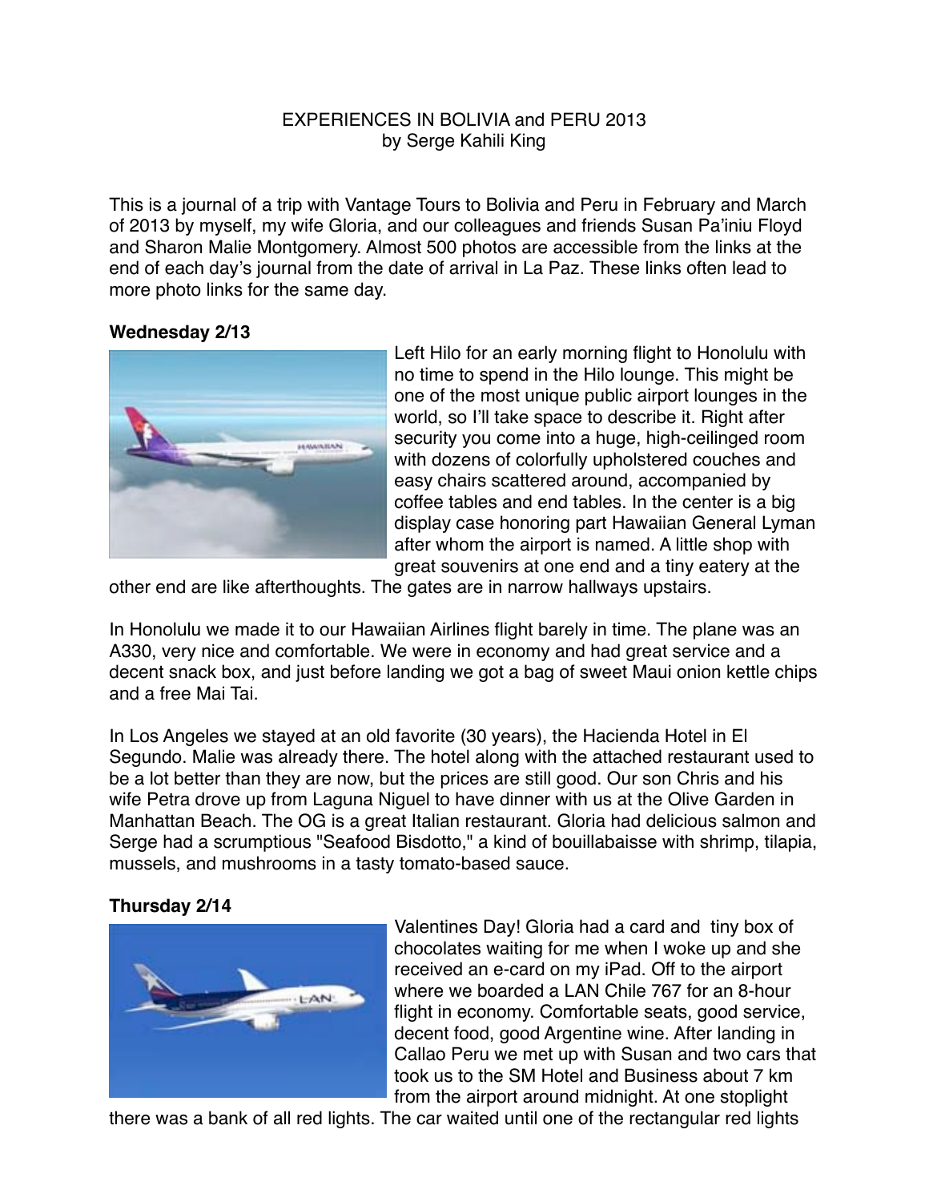EXPERIENCES IN BOLIVIA and PERU 2013
by Serge Kahili King

This is a journal of a trip with Vantage Tours to Bolivia and Peru in February and March of 2013 by myself, my wife Gloria, and our colleagues and friends Susan Pa'iniu Floyd and Sharon Malie Montgomery. Almost 500 photos are accessible from the links at the end of each day's journal from the date of arrival in La Paz. These links often lead to more photo links for the same day.

**Wednesday 2/13**

Left Hilo for an early morning flight to Honolulu with no time to spend in the Hilo lounge. This might be one of the most unique public airport lounges in the world, so I'll take space to describe it. Right after security you come into a huge, high-ceilinged room with dozens of colorfully upholstered couches and easy chairs scattered around, accompanied by coffee tables and end tables. In the center is a big display case honoring part Hawaiian General Lyman after whom the airport is named. A little shop with great souvenirs at one end and a tiny eatery at the other end are like afterthoughts. The gates are in narrow hallways upstairs.

In Honolulu we made it to our Hawaiian Airlines flight barely in time. The plane was an A330, very nice and comfortable. We were in economy and had great service and a decent snack box, and just before landing we got a bag of sweet Maui onion kettle chips and a free Mai Tai.

In Los Angeles we stayed at an old favorite (30 years), the Hacienda Hotel in El Segundo. Malie was already there. The hotel along with the attached restaurant used to be a lot better than they are now, but the prices are still good. Our son Chris and his wife Petra drove up from Laguna Niguel to have dinner with us at the Olive Garden in Manhattan Beach. The OG is a great Italian restaurant. Gloria had delicious salmon and Serge had a scrumptious "Seafood Bisdotto," a kind of bouillabaisse with shrimp, tilapia, mussels, and mushrooms in a tasty tomato-based sauce.

**Thursday 2/14**

Valentines Day! Gloria had a card and tiny box of chocolates waiting for me when I woke up and she received an e-card on my iPad. Off to the airport where we boarded a LAN Chile 767 for an 8-hour flight in economy. Comfortable seats, good service, decent food, good Argentine wine. After landing in Callao Peru we met up with Susan and two cars that took us to the SM Hotel and Business about 7 km from the airport around midnight. At one stoplight there was a bank of all red lights. The car waited until one of the rectangular red lights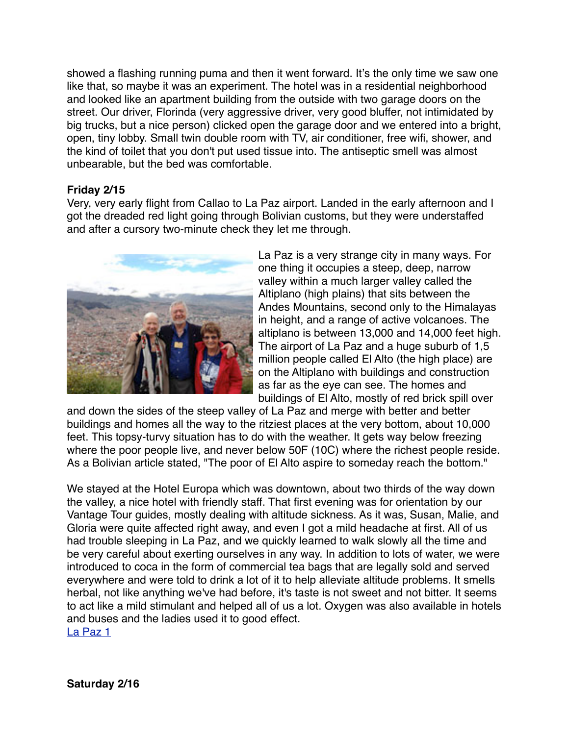showed a flashing running puma and then it went forward. It's the only time we saw one like that, so maybe it was an experiment. The hotel was in a residential neighborhood and looked like an apartment building from the outside with two garage doors on the street. Our driver, Florinda (very aggressive driver, very good bluffer, not intimidated by big trucks, but a nice person) clicked open the garage door and we entered into a bright, open, tiny lobby. Small twin double room with TV, air conditioner, free wifi, shower, and the kind of toilet that you don't put used tissue into. The antiseptic smell was almost unbearable, but the bed was comfortable.

**Friday 2/15**

Very, very early flight from Callao to La Paz airport. Landed in the early afternoon and I got the dreaded red light going through Bolivian customs, but they were understaffed and after a cursory two-minute check they let me through.

La Paz is a very strange city in many ways. For one thing it occupies a steep, deep, narrow valley within a much larger valley called the Altiplano (high plains) that sits between the Andes Mountains, second only to the Himalayas in height, and a range of active volcanoes. The altiplano is between 13,000 and 14,000 feet high. The airport of La Paz and a huge suburb of 1,5 million people called El Alto (the high place) are on the Altiplano with buildings and construction as far as the eye can see. The homes and buildings of El Alto, mostly of red brick spill over and down the sides of the steep valley of La Paz and merge with better and better buildings and homes all the way to the ritziest places at the very bottom, about 10,000 feet. This topsy-turvy situation has to do with the weather. It gets way below freezing where the poor people live, and never below 50F (10C) where the richest people reside. As a Bolivian article stated, "The poor of El Alto aspire to someday reach the bottom."

We stayed at the Hotel Europa which was downtown, about two thirds of the way down the valley, a nice hotel with friendly staff. That first evening was for orientation by our Vantage Tour guides, mostly dealing with altitude sickness. As it was, Susan, Malie, and Gloria were quite affected right away, and even I got a mild headache at first. All of us had trouble sleeping in La Paz, and we quickly learned to walk slowly all the time and be very careful about exerting ourselves in any way. In addition to lots of water, we were introduced to coca in the form of commercial tea bags that are legally sold and served everywhere and were told to drink a lot of it to help alleviate altitude problems. It smells herbal, not like anything we've had before, it's taste is not sweet and not bitter. It seems to act like a mild stimulant and helped all of us a lot. Oxygen was also available in hotels and buses and the ladies used it to good effect.

La Paz 1

**Saturday 2/16**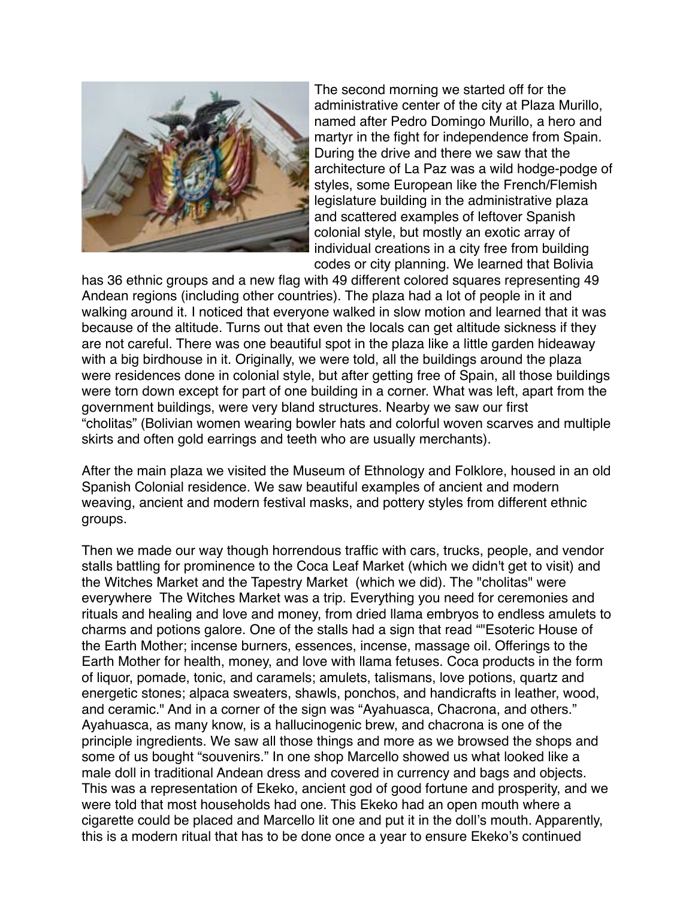The second morning we started off for the administrative center of the city at Plaza Murillo, named after Pedro Domingo Murillo, a hero and martyr in the fight for independence from Spain. During the drive and there we saw that the architecture of La Paz was a wild hodge-podge of styles, some European like the French/Flemish legislature building in the administrative plaza and scattered examples of leftover Spanish colonial style, but mostly an exotic array of individual creations in a city free from building codes or city planning. We learned that Bolivia has 36 ethnic groups and a new flag with 49 different colored squares representing 49 Andean regions (including other countries). The plaza had a lot of people in it and walking around it. I noticed that everyone walked in slow motion and learned that it was because of the altitude. Turns out that even the locals can get altitude sickness if they are not careful. There was one beautiful spot in the plaza like a little garden hideaway with a big birdhouse in it. Originally, we were told, all the buildings around the plaza were residences done in colonial style, but after getting free of Spain, all those buildings were torn down except for part of one building in a corner. What was left, apart from the government buildings, were very bland structures. Nearby we saw our first "cholitas" (Bolivian women wearing bowler hats and colorful woven scarves and multiple skirts and often gold earrings and teeth who are usually merchants).

After the main plaza we visited the Museum of Ethnology and Folklore, housed in an old Spanish Colonial residence. We saw beautiful examples of ancient and modern weaving, ancient and modern festival masks, and pottery styles from different ethnic groups.

Then we made our way though horrendous traffic with cars, trucks, people, and vendor stalls battling for prominence to the Coca Leaf Market (which we didn't get to visit) and the Witches Market and the Tapestry Market (which we did). The "cholitas" were everywhere The Witches Market was a trip. Everything you need for ceremonies and rituals and healing and love and money, from dried llama embryos to endless amulets to charms and potions galore. One of the stalls had a sign that read ""Esoteric House of the Earth Mother; incense burners, essences, incense, massage oil. Offerings to the Earth Mother for health, money, and love with llama fetuses. Coca products in the form of liquor, pomade, tonic, and caramels; amulets, talismans, love potions, quartz and energetic stones; alpaca sweaters, shawls, ponchos, and handicrafts in leather, wood, and ceramic." And in a corner of the sign was "Ayahuasca, Chacrona, and others." Ayahuasca, as many know, is a hallucinogenic brew, and chacrona is one of the principle ingredients. We saw all those things and more as we browsed the shops and some of us bought "souvenirs." In one shop Marcello showed us what looked like a male doll in traditional Andean dress and covered in currency and bags and objects. This was a representation of Ekeko, ancient god of good fortune and prosperity, and we were told that most households had one. This Ekeko had an open mouth where a cigarette could be placed and Marcello lit one and put it in the doll's mouth. Apparently, this is a modern ritual that has to be done once a year to ensure Ekeko's continued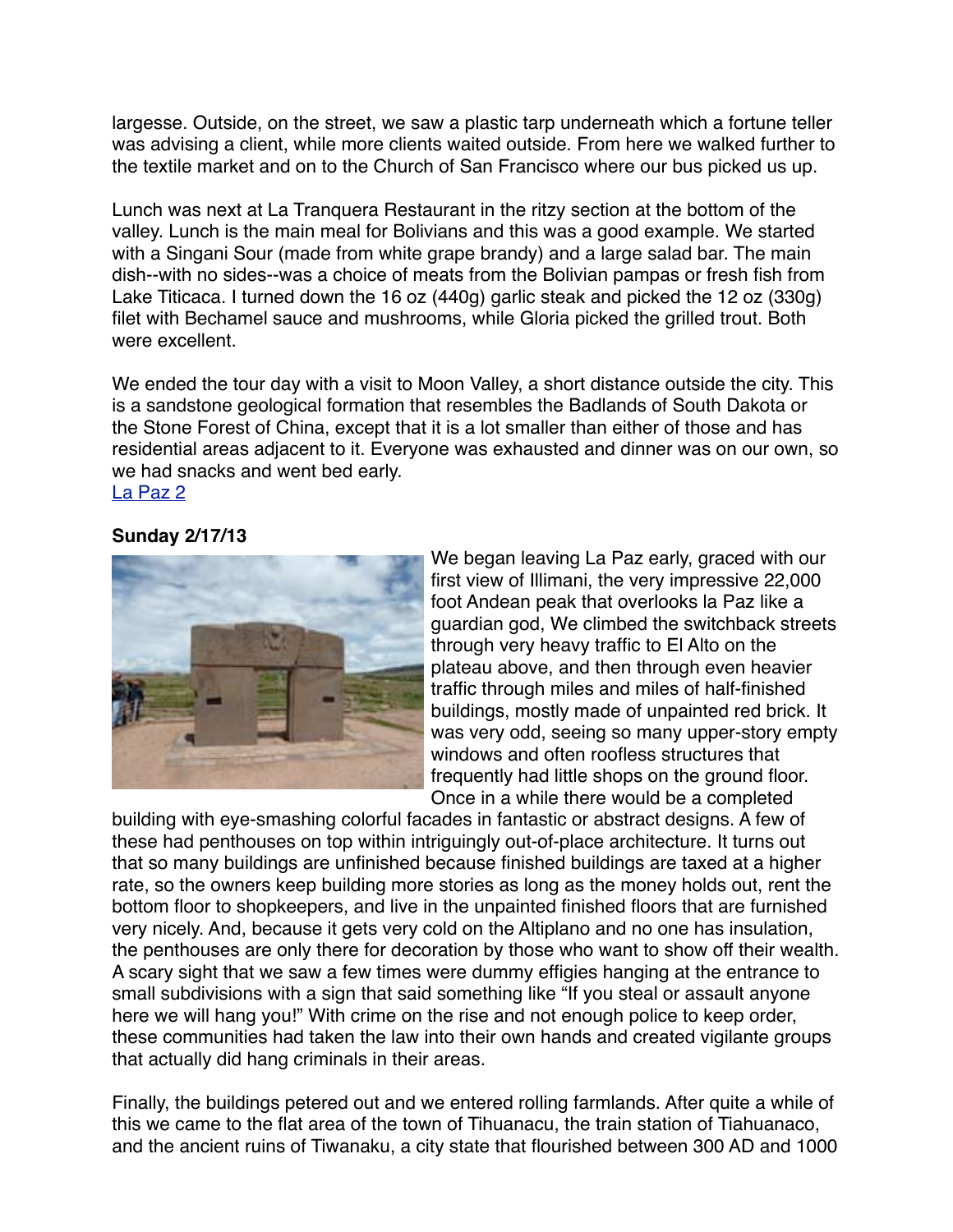largesse. Outside, on the street, we saw a plastic tarp underneath which a fortune teller was advising a client, while more clients waited outside. From here we walked further to the textile market and on to the Church of San Francisco where our bus picked us up.

Lunch was next at La Tranquera Restaurant in the ritzy section at the bottom of the valley. Lunch is the main meal for Bolivians and this was a good example. We started with a Singani Sour (made from white grape brandy) and a large salad bar. The main dish--with no sides--was a choice of meats from the Bolivian pampas or fresh fish from Lake Titicaca. I turned down the 16 oz (440g) garlic steak and picked the 12 oz (330g) filet with Bechamel sauce and mushrooms, while Gloria picked the grilled trout. Both were excellent.

We ended the tour day with a visit to Moon Valley, a short distance outside the city. This is a sandstone geological formation that resembles the Badlands of South Dakota or the Stone Forest of China, except that it is a lot smaller than either of those and has residential areas adjacent to it. Everyone was exhausted and dinner was on our own, so we had snacks and went bed early.
[La Paz 2]

**Sunday 2/17/13**

We began leaving La Paz early, graced with our first view of Illimani, the very impressive 22,000 foot Andean peak that overlooks la Paz like a guardian god, We climbed the switchback streets through very heavy traffic to El Alto on the plateau above, and then through even heavier traffic through miles and miles of half-finished buildings, mostly made of unpainted red brick. It was very odd, seeing so many upper-story empty windows and often roofless structures that frequently had little shops on the ground floor. Once in a while there would be a completed building with eye-smashing colorful facades in fantastic or abstract designs. A few of these had penthouses on top within intriguingly out-of-place architecture. It turns out that so many buildings are unfinished because finished buildings are taxed at a higher rate, so the owners keep building more stories as long as the money holds out, rent the bottom floor to shopkeepers, and live in the unpainted finished floors that are furnished very nicely. And, because it gets very cold on the Altiplano and no one has insulation, the penthouses are only there for decoration by those who want to show off their wealth. A scary sight that we saw a few times were dummy effigies hanging at the entrance to small subdivisions with a sign that said something like "If you steal or assault anyone here we will hang you!" With crime on the rise and not enough police to keep order, these communities had taken the law into their own hands and created vigilante groups that actually did hang criminals in their areas.

Finally, the buildings petered out and we entered rolling farmlands. After quite a while of this we came to the flat area of the town of Tihuanacu, the train station of Tiahuanaco, and the ancient ruins of Tiwanaku, a city state that flourished between 300 AD and 1000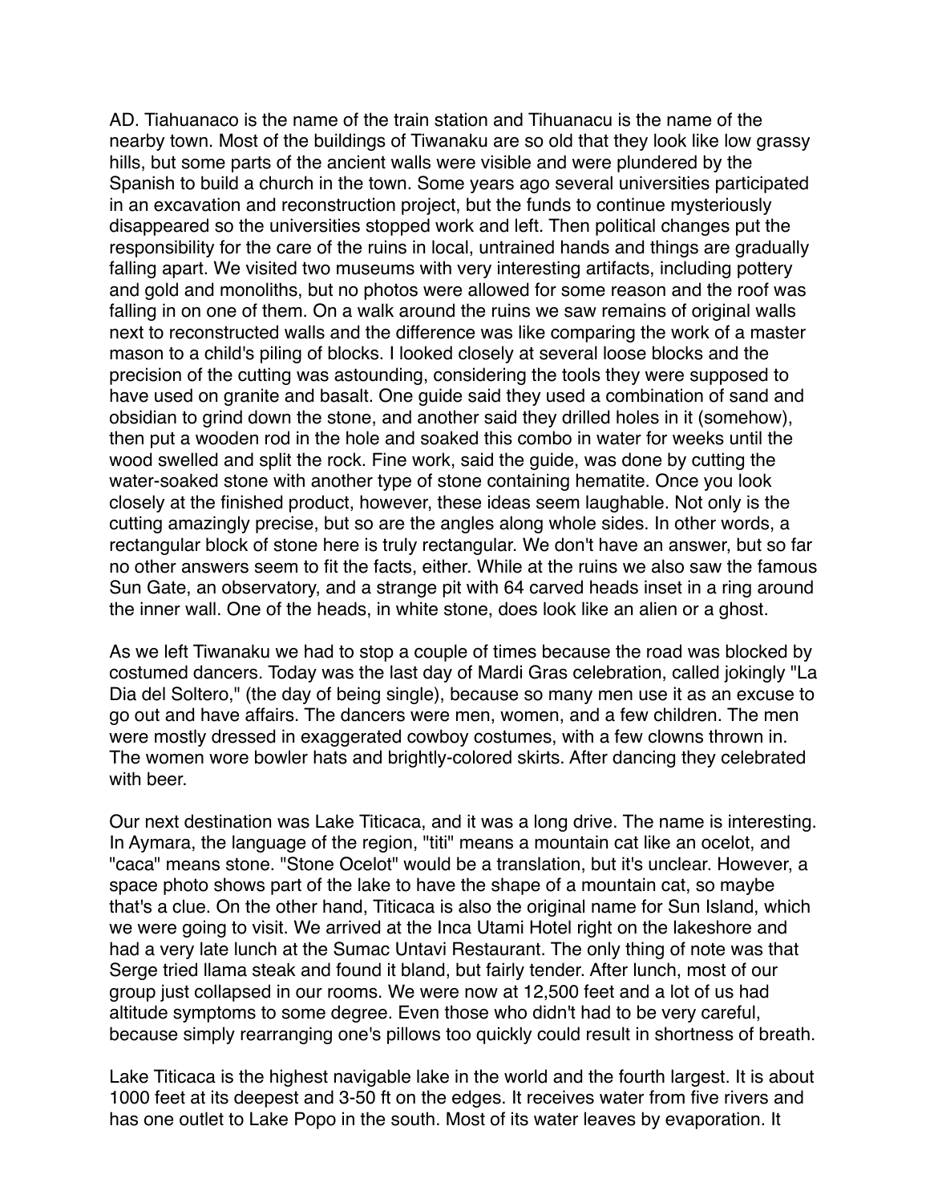AD. Tiahuanaco is the name of the train station and Tihuanacu is the name of the nearby town. Most of the buildings of Tiwanaku are so old that they look like low grassy hills, but some parts of the ancient walls were visible and were plundered by the Spanish to build a church in the town. Some years ago several universities participated in an excavation and reconstruction project, but the funds to continue mysteriously disappeared so the universities stopped work and left. Then political changes put the responsibility for the care of the ruins in local, untrained hands and things are gradually falling apart. We visited two museums with very interesting artifacts, including pottery and gold and monoliths, but no photos were allowed for some reason and the roof was falling in on one of them. On a walk around the ruins we saw remains of original walls next to reconstructed walls and the difference was like comparing the work of a master mason to a child's piling of blocks. I looked closely at several loose blocks and the precision of the cutting was astounding, considering the tools they were supposed to have used on granite and basalt. One guide said they used a combination of sand and obsidian to grind down the stone, and another said they drilled holes in it (somehow), then put a wooden rod in the hole and soaked this combo in water for weeks until the wood swelled and split the rock. Fine work, said the guide, was done by cutting the water-soaked stone with another type of stone containing hematite. Once you look closely at the finished product, however, these ideas seem laughable. Not only is the cutting amazingly precise, but so are the angles along whole sides. In other words, a rectangular block of stone here is truly rectangular. We don't have an answer, but so far no other answers seem to fit the facts, either. While at the ruins we also saw the famous Sun Gate, an observatory, and a strange pit with 64 carved heads inset in a ring around the inner wall. One of the heads, in white stone, does look like an alien or a ghost.

As we left Tiwanaku we had to stop a couple of times because the road was blocked by costumed dancers. Today was the last day of Mardi Gras celebration, called jokingly "La Dia del Soltero," (the day of being single), because so many men use it as an excuse to go out and have affairs. The dancers were men, women, and a few children. The men were mostly dressed in exaggerated cowboy costumes, with a few clowns thrown in. The women wore bowler hats and brightly-colored skirts. After dancing they celebrated with beer.

Our next destination was Lake Titicaca, and it was a long drive. The name is interesting. In Aymara, the language of the region, "titi" means a mountain cat like an ocelot, and "caca" means stone. "Stone Ocelot" would be a translation, but it's unclear. However, a space photo shows part of the lake to have the shape of a mountain cat, so maybe that's a clue. On the other hand, Titicaca is also the original name for Sun Island, which we were going to visit. We arrived at the Inca Utami Hotel right on the lakeshore and had a very late lunch at the Sumac Untavi Restaurant. The only thing of note was that Serge tried llama steak and found it bland, but fairly tender. After lunch, most of our group just collapsed in our rooms. We were now at 12,500 feet and a lot of us had altitude symptoms to some degree. Even those who didn't had to be very careful, because simply rearranging one's pillows too quickly could result in shortness of breath.

Lake Titicaca is the highest navigable lake in the world and the fourth largest. It is about 1000 feet at its deepest and 3-50 ft on the edges. It receives water from five rivers and has one outlet to Lake Popo in the south. Most of its water leaves by evaporation. It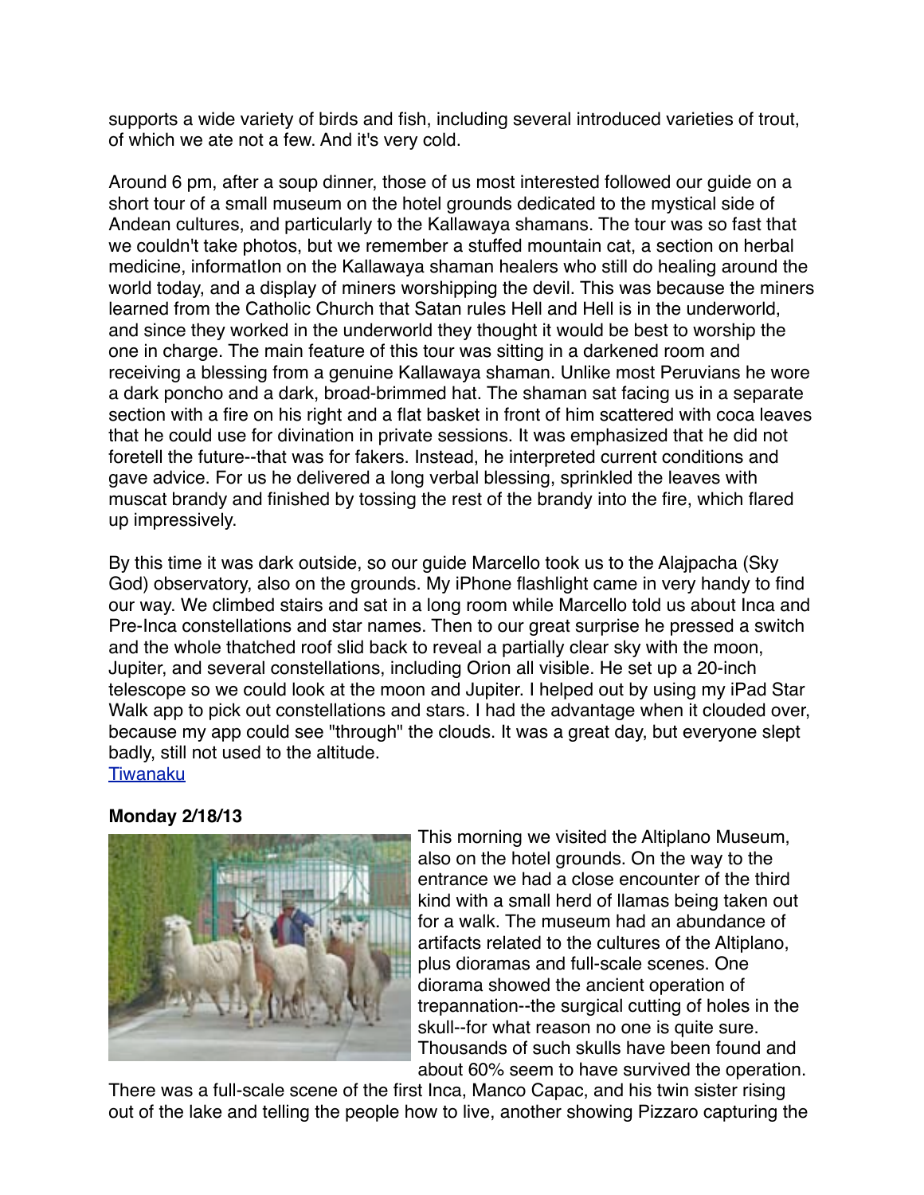supports a wide variety of birds and fish, including several introduced varieties of trout, of which we ate not a few. And it's very cold.

Around 6 pm, after a soup dinner, those of us most interested followed our guide on a short tour of a small museum on the hotel grounds dedicated to the mystical side of Andean cultures, and particularly to the Kallawaya shamans. The tour was so fast that we couldn't take photos, but we remember a stuffed mountain cat, a section on herbal medicine, informatIon on the Kallawaya shaman healers who still do healing around the world today, and a display of miners worshipping the devil. This was because the miners learned from the Catholic Church that Satan rules Hell and Hell is in the underworld, and since they worked in the underworld they thought it would be best to worship the one in charge. The main feature of this tour was sitting in a darkened room and receiving a blessing from a genuine Kallawaya shaman. Unlike most Peruvians he wore a dark poncho and a dark, broad-brimmed hat. The shaman sat facing us in a separate section with a fire on his right and a flat basket in front of him scattered with coca leaves that he could use for divination in private sessions. It was emphasized that he did not foretell the future--that was for fakers. Instead, he interpreted current conditions and gave advice. For us he delivered a long verbal blessing, sprinkled the leaves with muscat brandy and finished by tossing the rest of the brandy into the fire, which flared up impressively.

By this time it was dark outside, so our guide Marcello took us to the Alajpacha (Sky God) observatory, also on the grounds. My iPhone flashlight came in very handy to find our way. We climbed stairs and sat in a long room while Marcello told us about Inca and Pre-Inca constellations and star names. Then to our great surprise he pressed a switch and the whole thatched roof slid back to reveal a partially clear sky with the moon, Jupiter, and several constellations, including Orion all visible. He set up a 20-inch telescope so we could look at the moon and Jupiter. I helped out by using my iPad Star Walk app to pick out constellations and stars. I had the advantage when it clouded over, because my app could see "through" the clouds. It was a great day, but everyone slept badly, still not used to the altitude.

Tiwanaku

**Monday 2/18/13**

This morning we visited the Altiplano Museum, also on the hotel grounds. On the way to the entrance we had a close encounter of the third kind with a small herd of llamas being taken out for a walk. The museum had an abundance of artifacts related to the cultures of the Altiplano, plus dioramas and full-scale scenes. One diorama showed the ancient operation of trepannation--the surgical cutting of holes in the skull--for what reason no one is quite sure. Thousands of such skulls have been found and about 60% seem to have survived the operation. There was a full-scale scene of the first Inca, Manco Capac, and his twin sister rising out of the lake and telling the people how to live, another showing Pizzaro capturing the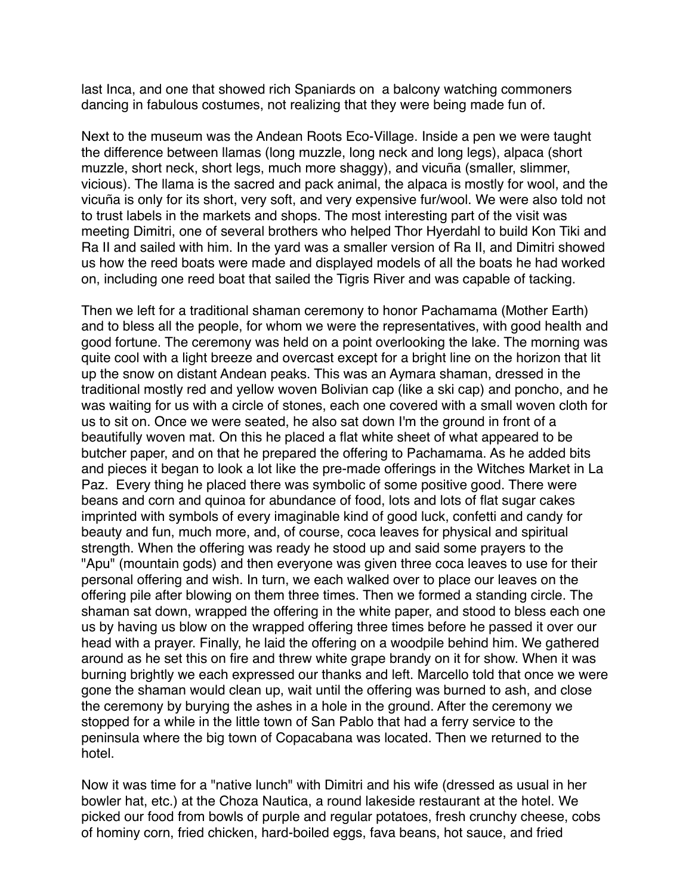last Inca, and one that showed rich Spaniards on a balcony watching commoners dancing in fabulous costumes, not realizing that they were being made fun of.

Next to the museum was the Andean Roots Eco-Village. Inside a pen we were taught the difference between llamas (long muzzle, long neck and long legs), alpaca (short muzzle, short neck, short legs, much more shaggy), and vicuña (smaller, slimmer, vicious). The llama is the sacred and pack animal, the alpaca is mostly for wool, and the vicuña is only for its short, very soft, and very expensive fur/wool. We were also told not to trust labels in the markets and shops. The most interesting part of the visit was meeting Dimitri, one of several brothers who helped Thor Hyerdahl to build Kon Tiki and Ra II and sailed with him. In the yard was a smaller version of Ra II, and Dimitri showed us how the reed boats were made and displayed models of all the boats he had worked on, including one reed boat that sailed the Tigris River and was capable of tacking.

Then we left for a traditional shaman ceremony to honor Pachamama (Mother Earth) and to bless all the people, for whom we were the representatives, with good health and good fortune. The ceremony was held on a point overlooking the lake. The morning was quite cool with a light breeze and overcast except for a bright line on the horizon that lit up the snow on distant Andean peaks. This was an Aymara shaman, dressed in the traditional mostly red and yellow woven Bolivian cap (like a ski cap) and poncho, and he was waiting for us with a circle of stones, each one covered with a small woven cloth for us to sit on. Once we were seated, he also sat down I'm the ground in front of a beautifully woven mat. On this he placed a flat white sheet of what appeared to be butcher paper, and on that he prepared the offering to Pachamama. As he added bits and pieces it began to look a lot like the pre-made offerings in the Witches Market in La Paz. Every thing he placed there was symbolic of some positive good. There were beans and corn and quinoa for abundance of food, lots and lots of flat sugar cakes imprinted with symbols of every imaginable kind of good luck, confetti and candy for beauty and fun, much more, and, of course, coca leaves for physical and spiritual strength. When the offering was ready he stood up and said some prayers to the "Apu" (mountain gods) and then everyone was given three coca leaves to use for their personal offering and wish. In turn, we each walked over to place our leaves on the offering pile after blowing on them three times. Then we formed a standing circle. The shaman sat down, wrapped the offering in the white paper, and stood to bless each one us by having us blow on the wrapped offering three times before he passed it over our head with a prayer. Finally, he laid the offering on a woodpile behind him. We gathered around as he set this on fire and threw white grape brandy on it for show. When it was burning brightly we each expressed our thanks and left. Marcello told that once we were gone the shaman would clean up, wait until the offering was burned to ash, and close the ceremony by burying the ashes in a hole in the ground. After the ceremony we stopped for a while in the little town of San Pablo that had a ferry service to the peninsula where the big town of Copacabana was located. Then we returned to the hotel.

Now it was time for a "native lunch" with Dimitri and his wife (dressed as usual in her bowler hat, etc.) at the Choza Nautica, a round lakeside restaurant at the hotel. We picked our food from bowls of purple and regular potatoes, fresh crunchy cheese, cobs of hominy corn, fried chicken, hard-boiled eggs, fava beans, hot sauce, and fried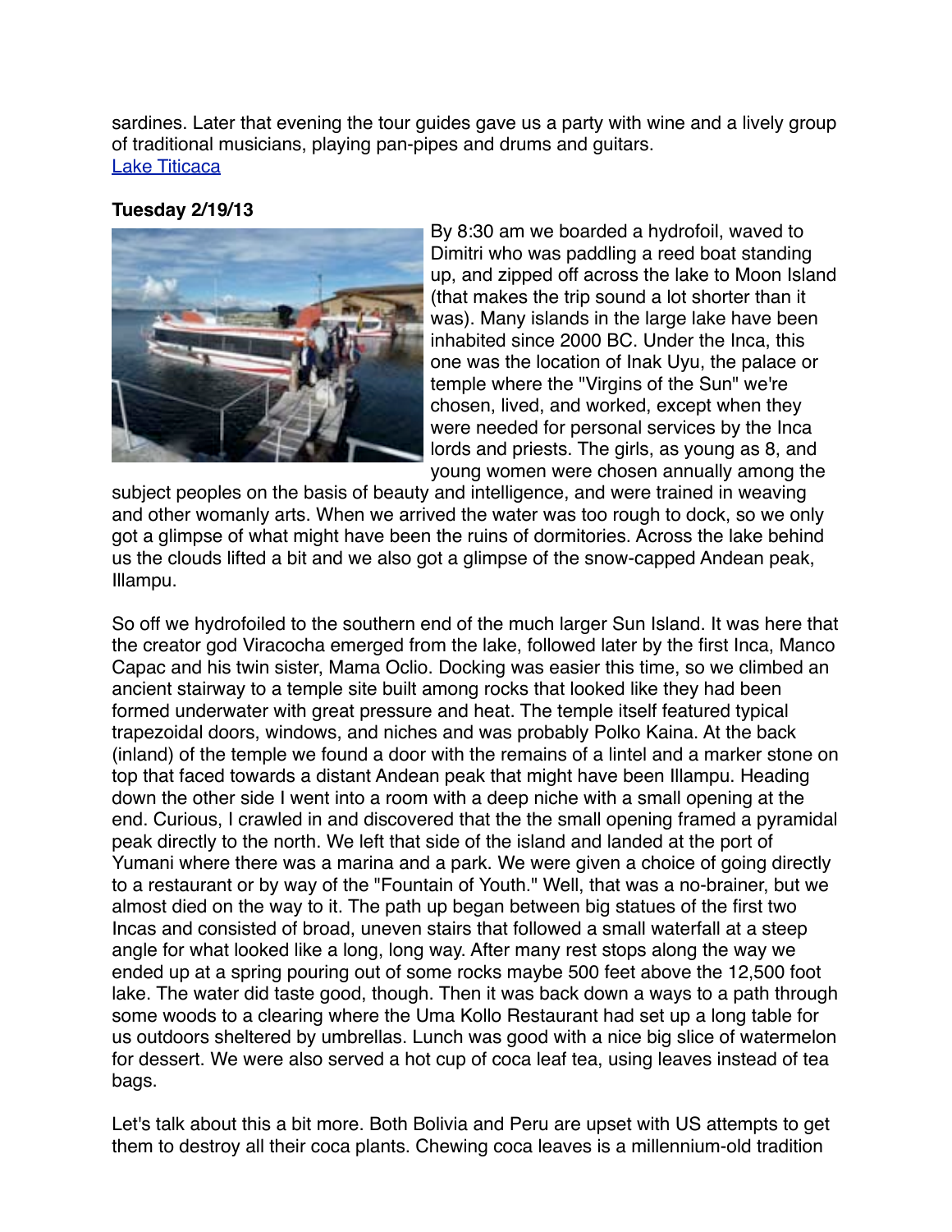sardines. Later that evening the tour guides gave us a party with wine and a lively group of traditional musicians, playing pan-pipes and drums and guitars.
[Lake Titicaca]

**Tuesday 2/19/13**

By 8:30 am we boarded a hydrofoil, waved to Dimitri who was paddling a reed boat standing up, and zipped off across the lake to Moon Island (that makes the trip sound a lot shorter than it was). Many islands in the large lake have been inhabited since 2000 BC. Under the Inca, this one was the location of Inak Uyu, the palace or temple where the "Virgins of the Sun" we're chosen, lived, and worked, except when they were needed for personal services by the Inca lords and priests. The girls, as young as 8, and young women were chosen annually among the subject peoples on the basis of beauty and intelligence, and were trained in weaving and other womanly arts. When we arrived the water was too rough to dock, so we only got a glimpse of what might have been the ruins of dormitories. Across the lake behind us the clouds lifted a bit and we also got a glimpse of the snow-capped Andean peak, Illampu.

So off we hydrofoiled to the southern end of the much larger Sun Island. It was here that the creator god Viracocha emerged from the lake, followed later by the first Inca, Manco Capac and his twin sister, Mama Oclio. Docking was easier this time, so we climbed an ancient stairway to a temple site built among rocks that looked like they had been formed underwater with great pressure and heat. The temple itself featured typical trapezoidal doors, windows, and niches and was probably Polko Kaina. At the back (inland) of the temple we found a door with the remains of a lintel and a marker stone on top that faced towards a distant Andean peak that might have been Illampu. Heading down the other side I went into a room with a deep niche with a small opening at the end. Curious, I crawled in and discovered that the the small opening framed a pyramidal peak directly to the north. We left that side of the island and landed at the port of Yumani where there was a marina and a park. We were given a choice of going directly to a restaurant or by way of the "Fountain of Youth." Well, that was a no-brainer, but we almost died on the way to it. The path up began between big statues of the first two Incas and consisted of broad, uneven stairs that followed a small waterfall at a steep angle for what looked like a long, long way. After many rest stops along the way we ended up at a spring pouring out of some rocks maybe 500 feet above the 12,500 foot lake. The water did taste good, though. Then it was back down a ways to a path through some woods to a clearing where the Uma Kollo Restaurant had set up a long table for us outdoors sheltered by umbrellas. Lunch was good with a nice big slice of watermelon for dessert. We were also served a hot cup of coca leaf tea, using leaves instead of tea bags.

Let's talk about this a bit more. Both Bolivia and Peru are upset with US attempts to get them to destroy all their coca plants. Chewing coca leaves is a millennium-old tradition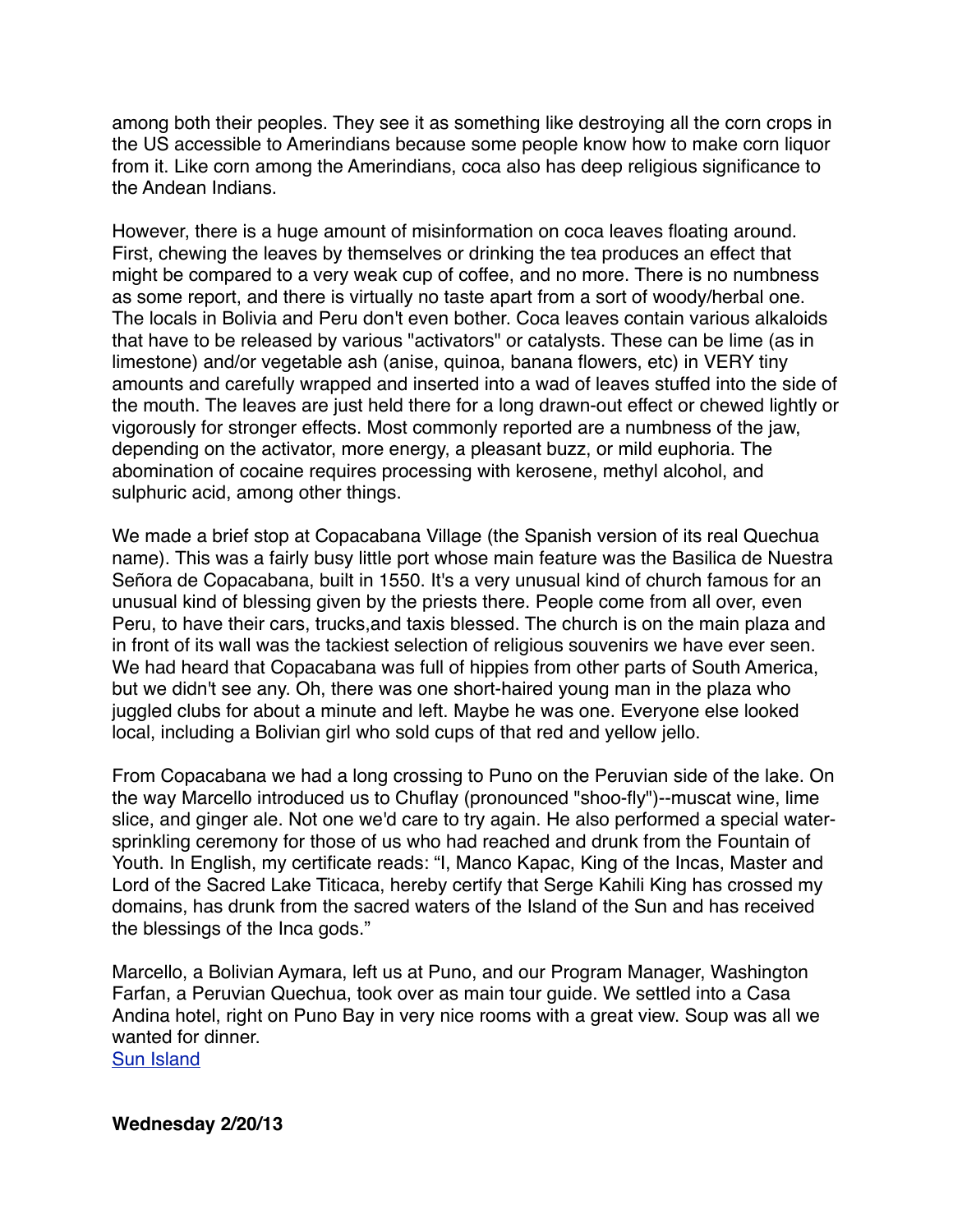among both their peoples. They see it as something like destroying all the corn crops in the US accessible to Amerindians because some people know how to make corn liquor from it. Like corn among the Amerindians, coca also has deep religious significance to the Andean Indians.

However, there is a huge amount of misinformation on coca leaves floating around. First, chewing the leaves by themselves or drinking the tea produces an effect that might be compared to a very weak cup of coffee, and no more. There is no numbness as some report, and there is virtually no taste apart from a sort of woody/herbal one. The locals in Bolivia and Peru don't even bother. Coca leaves contain various alkaloids that have to be released by various "activators" or catalysts. These can be lime (as in limestone) and/or vegetable ash (anise, quinoa, banana flowers, etc) in VERY tiny amounts and carefully wrapped and inserted into a wad of leaves stuffed into the side of the mouth. The leaves are just held there for a long drawn-out effect or chewed lightly or vigorously for stronger effects. Most commonly reported are a numbness of the jaw, depending on the activator, more energy, a pleasant buzz, or mild euphoria. The abomination of cocaine requires processing with kerosene, methyl alcohol, and sulphuric acid, among other things.

We made a brief stop at Copacabana Village (the Spanish version of its real Quechua name). This was a fairly busy little port whose main feature was the Basilica de Nuestra Señora de Copacabana, built in 1550. It's a very unusual kind of church famous for an unusual kind of blessing given by the priests there. People come from all over, even Peru, to have their cars, trucks,and taxis blessed. The church is on the main plaza and in front of its wall was the tackiest selection of religious souvenirs we have ever seen. We had heard that Copacabana was full of hippies from other parts of South America, but we didn't see any. Oh, there was one short-haired young man in the plaza who juggled clubs for about a minute and left. Maybe he was one. Everyone else looked local, including a Bolivian girl who sold cups of that red and yellow jello.

From Copacabana we had a long crossing to Puno on the Peruvian side of the lake. On the way Marcello introduced us to Chuflay (pronounced "shoo-fly")--muscat wine, lime slice, and ginger ale. Not one we'd care to try again. He also performed a special water-sprinkling ceremony for those of us who had reached and drunk from the Fountain of Youth. In English, my certificate reads: "I, Manco Kapac, King of the Incas, Master and Lord of the Sacred Lake Titicaca, hereby certify that Serge Kahili King has crossed my domains, has drunk from the sacred waters of the Island of the Sun and has received the blessings of the Inca gods."

Marcello, a Bolivian Aymara, left us at Puno, and our Program Manager, Washington Farfan, a Peruvian Quechua, took over as main tour guide. We settled into a Casa Andina hotel, right on Puno Bay in very nice rooms with a great view. Soup was all we wanted for dinner.
[Sun Island]

**Wednesday 2/20/13**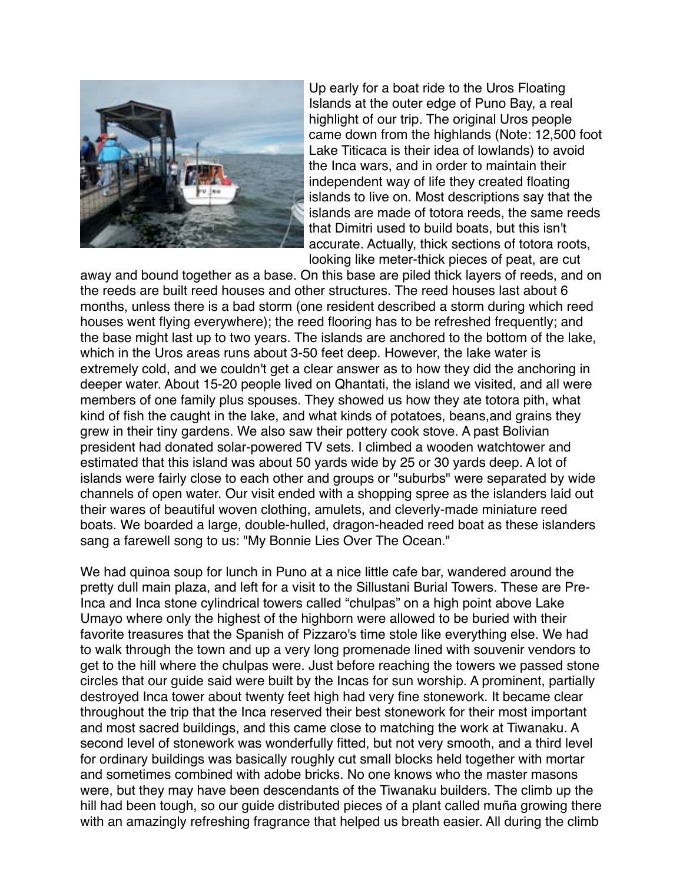Up early for a boat ride to the Uros Floating Islands at the outer edge of Puno Bay, a real highlight of our trip. The original Uros people came down from the highlands (Note: 12,500 foot Lake Titicaca is their idea of lowlands) to avoid the Inca wars, and in order to maintain their independent way of life they created floating islands to live on. Most descriptions say that the islands are made of totora reeds, the same reeds that Dimitri used to build boats, but this isn't accurate. Actually, thick sections of totora roots, looking like meter-thick pieces of peat, are cut away and bound together as a base. On this base are piled thick layers of reeds, and on the reeds are built reed houses and other structures. The reed houses last about 6 months, unless there is a bad storm (one resident described a storm during which reed houses went flying everywhere); the reed flooring has to be refreshed frequently; and the base might last up to two years. The islands are anchored to the bottom of the lake, which in the Uros areas runs about 3-50 feet deep. However, the lake water is extremely cold, and we couldn't get a clear answer as to how they did the anchoring in deeper water. About 15-20 people lived on Qhantati, the island we visited, and all were members of one family plus spouses. They showed us how they ate totora pith, what kind of fish the caught in the lake, and what kinds of potatoes, beans,and grains they grew in their tiny gardens. We also saw their pottery cook stove. A past Bolivian president had donated solar-powered TV sets. I climbed a wooden watchtower and estimated that this island was about 50 yards wide by 25 or 30 yards deep. A lot of islands were fairly close to each other and groups or "suburbs" were separated by wide channels of open water. Our visit ended with a shopping spree as the islanders laid out their wares of beautiful woven clothing, amulets, and cleverly-made miniature reed boats. We boarded a large, double-hulled, dragon-headed reed boat as these islanders sang a farewell song to us: "My Bonnie Lies Over The Ocean."

We had quinoa soup for lunch in Puno at a nice little cafe bar, wandered around the pretty dull main plaza, and left for a visit to the Sillustani Burial Towers. These are Pre-Inca and Inca stone cylindrical towers called "chulpas" on a high point above Lake Umayo where only the highest of the highborn were allowed to be buried with their favorite treasures that the Spanish of Pizzaro's time stole like everything else. We had to walk through the town and up a very long promenade lined with souvenir vendors to get to the hill where the chulpas were. Just before reaching the towers we passed stone circles that our guide said were built by the Incas for sun worship. A prominent, partially destroyed Inca tower about twenty feet high had very fine stonework. It became clear throughout the trip that the Inca reserved their best stonework for their most important and most sacred buildings, and this came close to matching the work at Tiwanaku. A second level of stonework was wonderfully fitted, but not very smooth, and a third level for ordinary buildings was basically roughly cut small blocks held together with mortar and sometimes combined with adobe bricks. No one knows who the master masons were, but they may have been descendants of the Tiwanaku builders. The climb up the hill had been tough, so our guide distributed pieces of a plant called muña growing there with an amazingly refreshing fragrance that helped us breath easier. All during the climb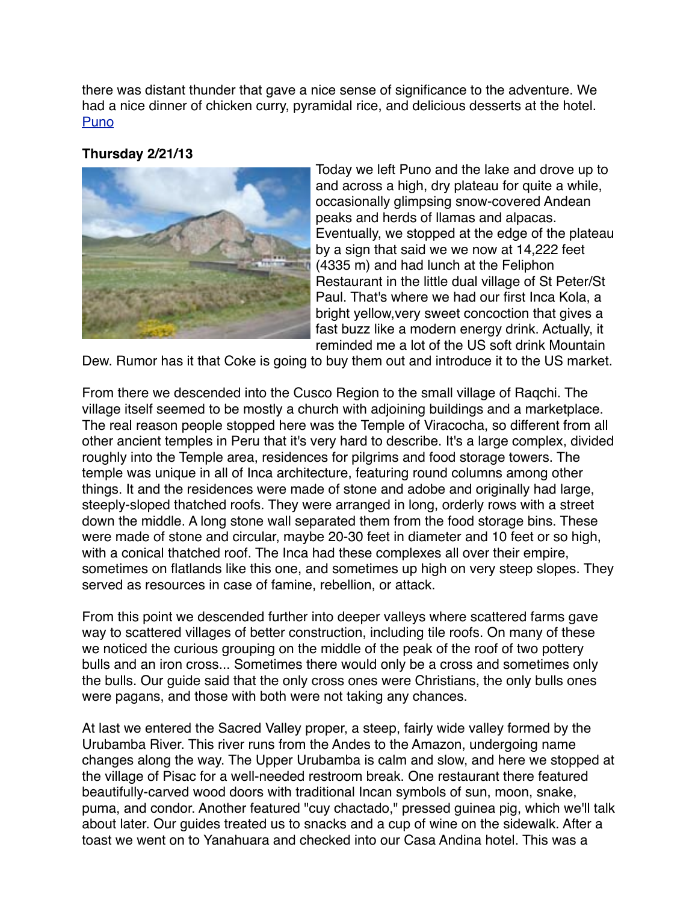there was distant thunder that gave a nice sense of significance to the adventure. We had a nice dinner of chicken curry, pyramidal rice, and delicious desserts at the hotel. [Puno]

**Thursday 2/21/13**

Today we left Puno and the lake and drove up to and across a high, dry plateau for quite a while, occasionally glimpsing snow-covered Andean peaks and herds of llamas and alpacas. Eventually, we stopped at the edge of the plateau by a sign that said we we now at 14,222 feet (4335 m) and had lunch at the Feliphon Restaurant in the little dual village of St Peter/St Paul. That's where we had our first Inca Kola, a bright yellow,very sweet concoction that gives a fast buzz like a modern energy drink. Actually, it reminded me a lot of the US soft drink Mountain Dew. Rumor has it that Coke is going to buy them out and introduce it to the US market.

From there we descended into the Cusco Region to the small village of Raqchi. The village itself seemed to be mostly a church with adjoining buildings and a marketplace. The real reason people stopped here was the Temple of Viracocha, so different from all other ancient temples in Peru that it's very hard to describe. It's a large complex, divided roughly into the Temple area, residences for pilgrims and food storage towers. The temple was unique in all of Inca architecture, featuring round columns among other things. It and the residences were made of stone and adobe and originally had large, steeply-sloped thatched roofs. They were arranged in long, orderly rows with a street down the middle. A long stone wall separated them from the food storage bins. These were made of stone and circular, maybe 20-30 feet in diameter and 10 feet or so high, with a conical thatched roof. The Inca had these complexes all over their empire, sometimes on flatlands like this one, and sometimes up high on very steep slopes. They served as resources in case of famine, rebellion, or attack.

From this point we descended further into deeper valleys where scattered farms gave way to scattered villages of better construction, including tile roofs. On many of these we noticed the curious grouping on the middle of the peak of the roof of two pottery bulls and an iron cross... Sometimes there would only be a cross and sometimes only the bulls. Our guide said that the only cross ones were Christians, the only bulls ones were pagans, and those with both were not taking any chances.

At last we entered the Sacred Valley proper, a steep, fairly wide valley formed by the Urubamba River. This river runs from the Andes to the Amazon, undergoing name changes along the way. The Upper Urubamba is calm and slow, and here we stopped at the village of Pisac for a well-needed restroom break. One restaurant there featured beautifully-carved wood doors with traditional Incan symbols of sun, moon, snake, puma, and condor. Another featured "cuy chactado," pressed guinea pig, which we'll talk about later. Our guides treated us to snacks and a cup of wine on the sidewalk. After a toast we went on to Yanahuara and checked into our Casa Andina hotel. This was a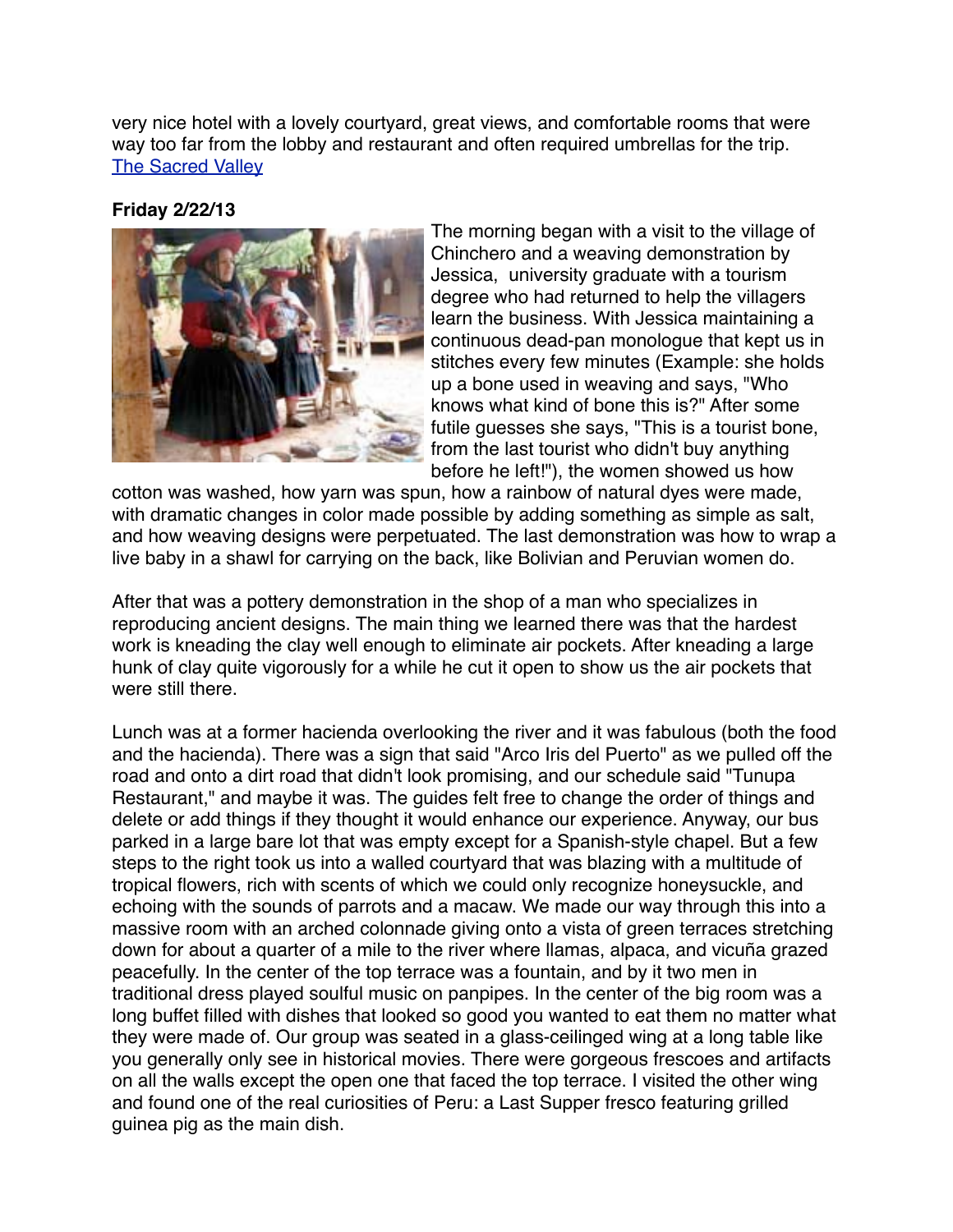very nice hotel with a lovely courtyard, great views, and comfortable rooms that were way too far from the lobby and restaurant and often required umbrellas for the trip. [The Sacred Valley]

**Friday 2/22/13**

The morning began with a visit to the village of Chinchero and a weaving demonstration by Jessica, university graduate with a tourism degree who had returned to help the villagers learn the business. With Jessica maintaining a continuous dead-pan monologue that kept us in stitches every few minutes (Example: she holds up a bone used in weaving and says, "Who knows what kind of bone this is?" After some futile guesses she says, "This is a tourist bone, from the last tourist who didn't buy anything before he left!"), the women showed us how cotton was washed, how yarn was spun, how a rainbow of natural dyes were made, with dramatic changes in color made possible by adding something as simple as salt, and how weaving designs were perpetuated. The last demonstration was how to wrap a live baby in a shawl for carrying on the back, like Bolivian and Peruvian women do.

After that was a pottery demonstration in the shop of a man who specializes in reproducing ancient designs. The main thing we learned there was that the hardest work is kneading the clay well enough to eliminate air pockets. After kneading a large hunk of clay quite vigorously for a while he cut it open to show us the air pockets that were still there.

Lunch was at a former hacienda overlooking the river and it was fabulous (both the food and the hacienda). There was a sign that said "Arco Iris del Puerto" as we pulled off the road and onto a dirt road that didn't look promising, and our schedule said "Tunupa Restaurant," and maybe it was. The guides felt free to change the order of things and delete or add things if they thought it would enhance our experience. Anyway, our bus parked in a large bare lot that was empty except for a Spanish-style chapel. But a few steps to the right took us into a walled courtyard that was blazing with a multitude of tropical flowers, rich with scents of which we could only recognize honeysuckle, and echoing with the sounds of parrots and a macaw. We made our way through this into a massive room with an arched colonnade giving onto a vista of green terraces stretching down for about a quarter of a mile to the river where llamas, alpaca, and vicuña grazed peacefully. In the center of the top terrace was a fountain, and by it two men in traditional dress played soulful music on panpipes. In the center of the big room was a long buffet filled with dishes that looked so good you wanted to eat them no matter what they were made of. Our group was seated in a glass-ceilinged wing at a long table like you generally only see in historical movies. There were gorgeous frescoes and artifacts on all the walls except the open one that faced the top terrace. I visited the other wing and found one of the real curiosities of Peru: a Last Supper fresco featuring grilled guinea pig as the main dish.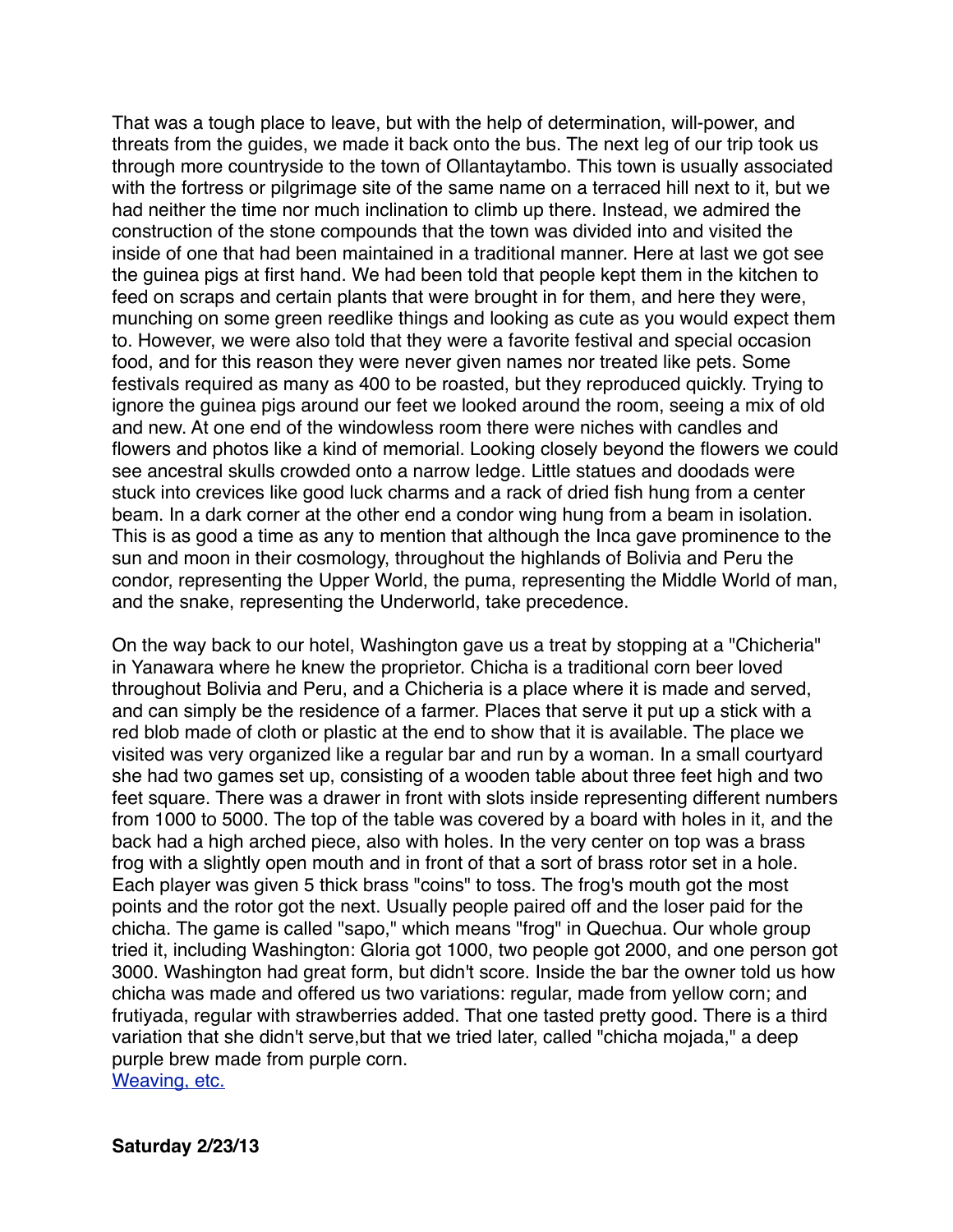That was a tough place to leave, but with the help of determination, will-power, and threats from the guides, we made it back onto the bus. The next leg of our trip took us through more countryside to the town of Ollantaytambo. This town is usually associated with the fortress or pilgrimage site of the same name on a terraced hill next to it, but we had neither the time nor much inclination to climb up there. Instead, we admired the construction of the stone compounds that the town was divided into and visited the inside of one that had been maintained in a traditional manner. Here at last we got see the guinea pigs at first hand. We had been told that people kept them in the kitchen to feed on scraps and certain plants that were brought in for them, and here they were, munching on some green reedlike things and looking as cute as you would expect them to. However, we were also told that they were a favorite festival and special occasion food, and for this reason they were never given names nor treated like pets. Some festivals required as many as 400 to be roasted, but they reproduced quickly. Trying to ignore the guinea pigs around our feet we looked around the room, seeing a mix of old and new. At one end of the windowless room there were niches with candles and flowers and photos like a kind of memorial. Looking closely beyond the flowers we could see ancestral skulls crowded onto a narrow ledge. Little statues and doodads were stuck into crevices like good luck charms and a rack of dried fish hung from a center beam. In a dark corner at the other end a condor wing hung from a beam in isolation. This is as good a time as any to mention that although the Inca gave prominence to the sun and moon in their cosmology, throughout the highlands of Bolivia and Peru the condor, representing the Upper World, the puma, representing the Middle World of man, and the snake, representing the Underworld, take precedence.

On the way back to our hotel, Washington gave us a treat by stopping at a "Chicheria" in Yanawara where he knew the proprietor. Chicha is a traditional corn beer loved throughout Bolivia and Peru, and a Chicheria is a place where it is made and served, and can simply be the residence of a farmer. Places that serve it put up a stick with a red blob made of cloth or plastic at the end to show that it is available. The place we visited was very organized like a regular bar and run by a woman. In a small courtyard she had two games set up, consisting of a wooden table about three feet high and two feet square. There was a drawer in front with slots inside representing different numbers from 1000 to 5000. The top of the table was covered by a board with holes in it, and the back had a high arched piece, also with holes. In the very center on top was a brass frog with a slightly open mouth and in front of that a sort of brass rotor set in a hole. Each player was given 5 thick brass "coins" to toss. The frog's mouth got the most points and the rotor got the next. Usually people paired off and the loser paid for the chicha. The game is called "sapo," which means "frog" in Quechua. Our whole group tried it, including Washington: Gloria got 1000, two people got 2000, and one person got 3000. Washington had great form, but didn't score. Inside the bar the owner told us how chicha was made and offered us two variations: regular, made from yellow corn; and frutiyada, regular with strawberries added. That one tasted pretty good. There is a third variation that she didn't serve,but that we tried later, called "chicha mojada," a deep purple brew made from purple corn.
[Weaving, etc.]

**Saturday 2/23/13**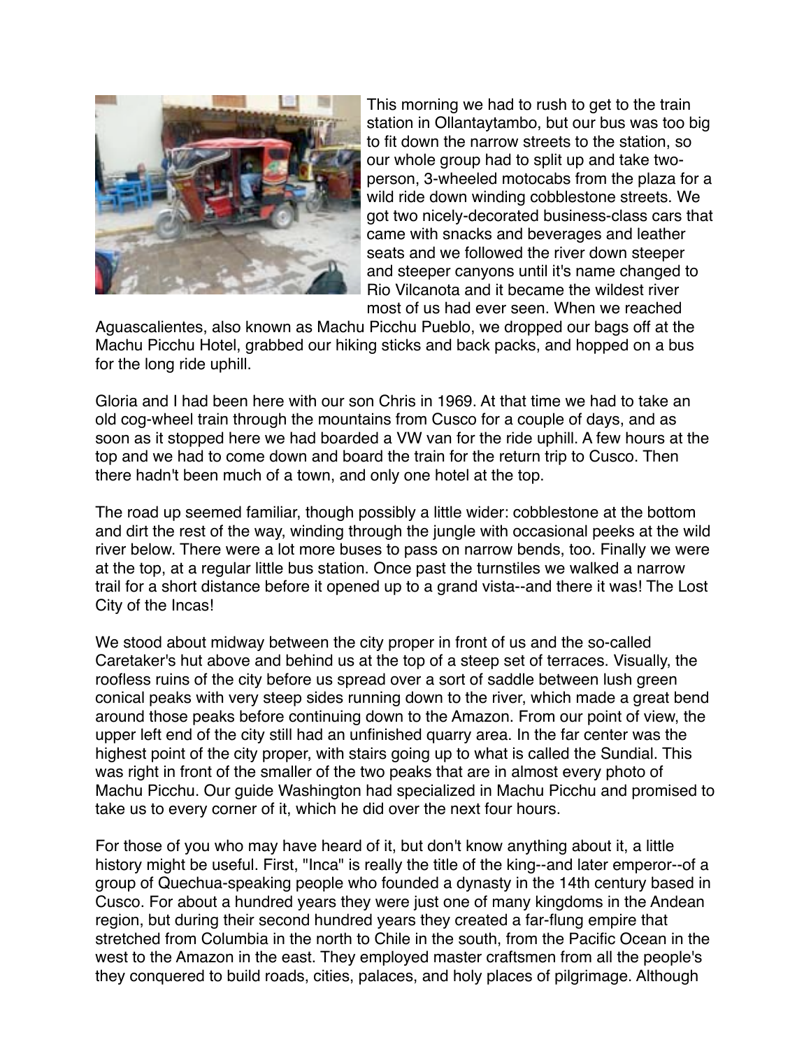This morning we had to rush to get to the train station in Ollantaytambo, but our bus was too big to fit down the narrow streets to the station, so our whole group had to split up and take two-person, 3-wheeled motocabs from the plaza for a wild ride down winding cobblestone streets. We got two nicely-decorated business-class cars that came with snacks and beverages and leather seats and we followed the river down steeper and steeper canyons until it's name changed to Rio Vilcanota and it became the wildest river most of us had ever seen. When we reached Aguascalientes, also known as Machu Picchu Pueblo, we dropped our bags off at the Machu Picchu Hotel, grabbed our hiking sticks and back packs, and hopped on a bus for the long ride uphill.

Gloria and I had been here with our son Chris in 1969. At that time we had to take an old cog-wheel train through the mountains from Cusco for a couple of days, and as soon as it stopped here we had boarded a VW van for the ride uphill. A few hours at the top and we had to come down and board the train for the return trip to Cusco. Then there hadn't been much of a town, and only one hotel at the top.

The road up seemed familiar, though possibly a little wider: cobblestone at the bottom and dirt the rest of the way, winding through the jungle with occasional peeks at the wild river below. There were a lot more buses to pass on narrow bends, too. Finally we were at the top, at a regular little bus station. Once past the turnstiles we walked a narrow trail for a short distance before it opened up to a grand vista--and there it was! The Lost City of the Incas!

We stood about midway between the city proper in front of us and the so-called Caretaker's hut above and behind us at the top of a steep set of terraces. Visually, the roofless ruins of the city before us spread over a sort of saddle between lush green conical peaks with very steep sides running down to the river, which made a great bend around those peaks before continuing down to the Amazon. From our point of view, the upper left end of the city still had an unfinished quarry area. In the far center was the highest point of the city proper, with stairs going up to what is called the Sundial. This was right in front of the smaller of the two peaks that are in almost every photo of Machu Picchu. Our guide Washington had specialized in Machu Picchu and promised to take us to every corner of it, which he did over the next four hours.

For those of you who may have heard of it, but don't know anything about it, a little history might be useful. First, "Inca" is really the title of the king--and later emperor--of a group of Quechua-speaking people who founded a dynasty in the 14th century based in Cusco. For about a hundred years they were just one of many kingdoms in the Andean region, but during their second hundred years they created a far-flung empire that stretched from Columbia in the north to Chile in the south, from the Pacific Ocean in the west to the Amazon in the east. They employed master craftsmen from all the people's they conquered to build roads, cities, palaces, and holy places of pilgrimage. Although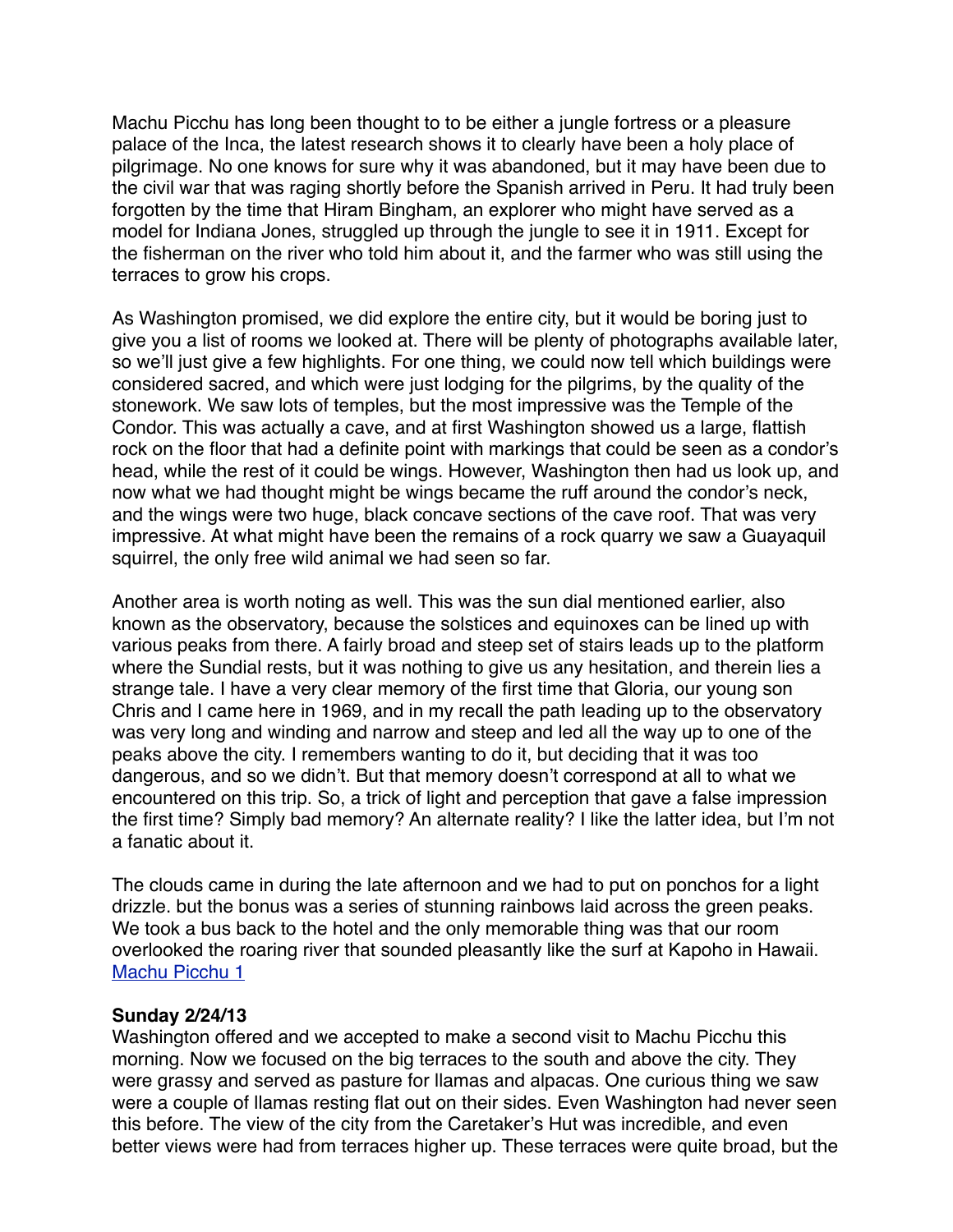Machu Picchu has long been thought to to be either a jungle fortress or a pleasure palace of the Inca, the latest research shows it to clearly have been a holy place of pilgrimage. No one knows for sure why it was abandoned, but it may have been due to the civil war that was raging shortly before the Spanish arrived in Peru. It had truly been forgotten by the time that Hiram Bingham, an explorer who might have served as a model for Indiana Jones, struggled up through the jungle to see it in 1911. Except for the fisherman on the river who told him about it, and the farmer who was still using the terraces to grow his crops.

As Washington promised, we did explore the entire city, but it would be boring just to give you a list of rooms we looked at. There will be plenty of photographs available later, so we'll just give a few highlights. For one thing, we could now tell which buildings were considered sacred, and which were just lodging for the pilgrims, by the quality of the stonework. We saw lots of temples, but the most impressive was the Temple of the Condor. This was actually a cave, and at first Washington showed us a large, flattish rock on the floor that had a definite point with markings that could be seen as a condor's head, while the rest of it could be wings. However, Washington then had us look up, and now what we had thought might be wings became the ruff around the condor's neck, and the wings were two huge, black concave sections of the cave roof. That was very impressive. At what might have been the remains of a rock quarry we saw a Guayaquil squirrel, the only free wild animal we had seen so far.

Another area is worth noting as well. This was the sun dial mentioned earlier, also known as the observatory, because the solstices and equinoxes can be lined up with various peaks from there. A fairly broad and steep set of stairs leads up to the platform where the Sundial rests, but it was nothing to give us any hesitation, and therein lies a strange tale. I have a very clear memory of the first time that Gloria, our young son Chris and I came here in 1969, and in my recall the path leading up to the observatory was very long and winding and narrow and steep and led all the way up to one of the peaks above the city. I remembers wanting to do it, but deciding that it was too dangerous, and so we didn't. But that memory doesn't correspond at all to what we encountered on this trip. So, a trick of light and perception that gave a false impression the first time? Simply bad memory? An alternate reality? I like the latter idea, but I'm not a fanatic about it.

The clouds came in during the late afternoon and we had to put on ponchos for a light drizzle. but the bonus was a series of stunning rainbows laid across the green peaks. We took a bus back to the hotel and the only memorable thing was that our room overlooked the roaring river that sounded pleasantly like the surf at Kapoho in Hawaii. [Machu Picchu 1]()

**Sunday 2/24/13**
Washington offered and we accepted to make a second visit to Machu Picchu this morning. Now we focused on the big terraces to the south and above the city. They were grassy and served as pasture for llamas and alpacas. One curious thing we saw were a couple of llamas resting flat out on their sides. Even Washington had never seen this before. The view of the city from the Caretaker's Hut was incredible, and even better views were had from terraces higher up. These terraces were quite broad, but the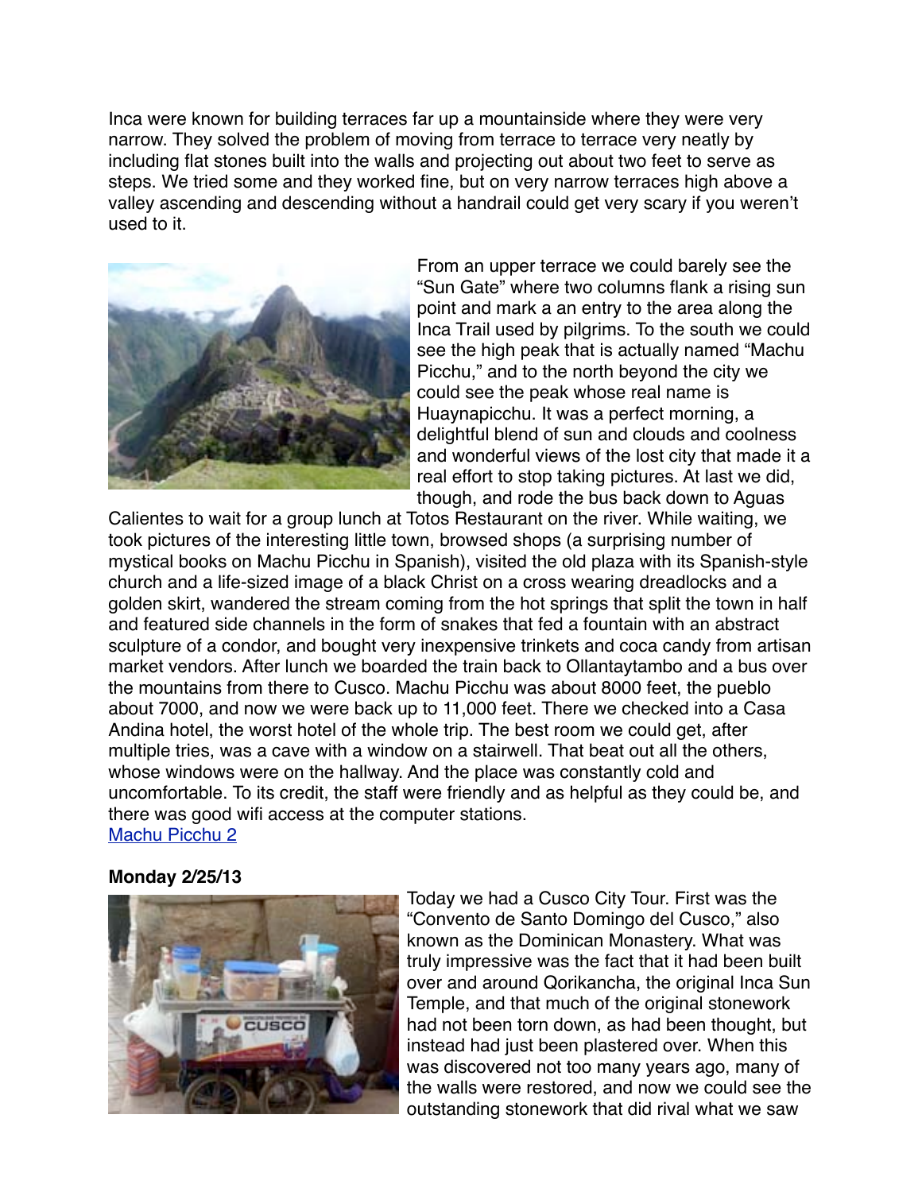Inca were known for building terraces far up a mountainside where they were very narrow. They solved the problem of moving from terrace to terrace very neatly by including flat stones built into the walls and projecting out about two feet to serve as steps. We tried some and they worked fine, but on very narrow terraces high above a valley ascending and descending without a handrail could get very scary if you weren't used to it.

From an upper terrace we could barely see the "Sun Gate" where two columns flank a rising sun point and mark a an entry to the area along the Inca Trail used by pilgrims. To the south we could see the high peak that is actually named "Machu Picchu," and to the north beyond the city we could see the peak whose real name is Huaynapicchu. It was a perfect morning, a delightful blend of sun and clouds and coolness and wonderful views of the lost city that made it a real effort to stop taking pictures. At last we did, though, and rode the bus back down to Aguas Calientes to wait for a group lunch at Totos Restaurant on the river. While waiting, we took pictures of the interesting little town, browsed shops (a surprising number of mystical books on Machu Picchu in Spanish), visited the old plaza with its Spanish-style church and a life-sized image of a black Christ on a cross wearing dreadlocks and a golden skirt, wandered the stream coming from the hot springs that split the town in half and featured side channels in the form of snakes that fed a fountain with an abstract sculpture of a condor, and bought very inexpensive trinkets and coca candy from artisan market vendors. After lunch we boarded the train back to Ollantaytambo and a bus over the mountains from there to Cusco. Machu Picchu was about 8000 feet, the pueblo about 7000, and now we were back up to 11,000 feet. There we checked into a Casa Andina hotel, the worst hotel of the whole trip. The best room we could get, after multiple tries, was a cave with a window on a stairwell. That beat out all the others, whose windows were on the hallway. And the place was constantly cold and uncomfortable. To its credit, the staff were friendly and as helpful as they could be, and there was good wifi access at the computer stations.
Machu Picchu 2

**Monday 2/25/13**

Today we had a Cusco City Tour. First was the "Convento de Santo Domingo del Cusco," also known as the Dominican Monastery. What was truly impressive was the fact that it had been built over and around Qorikancha, the original Inca Sun Temple, and that much of the original stonework had not been torn down, as had been thought, but instead had just been plastered over. When this was discovered not too many years ago, many of the walls were restored, and now we could see the outstanding stonework that did rival what we saw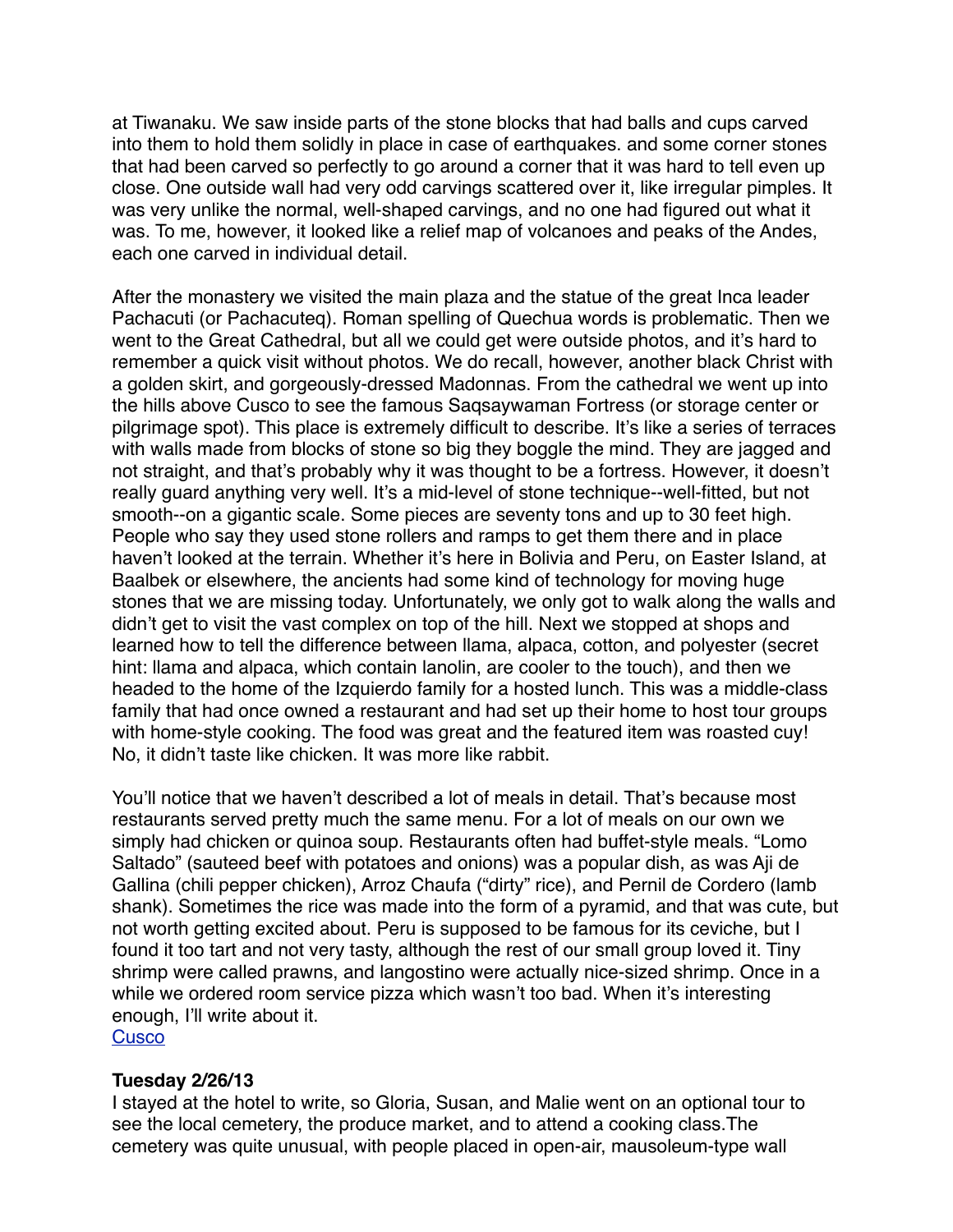at Tiwanaku. We saw inside parts of the stone blocks that had balls and cups carved into them to hold them solidly in place in case of earthquakes. and some corner stones that had been carved so perfectly to go around a corner that it was hard to tell even up close. One outside wall had very odd carvings scattered over it, like irregular pimples. It was very unlike the normal, well-shaped carvings, and no one had figured out what it was. To me, however, it looked like a relief map of volcanoes and peaks of the Andes, each one carved in individual detail.

After the monastery we visited the main plaza and the statue of the great Inca leader Pachacuti (or Pachacuteq). Roman spelling of Quechua words is problematic. Then we went to the Great Cathedral, but all we could get were outside photos, and it's hard to remember a quick visit without photos. We do recall, however, another black Christ with a golden skirt, and gorgeously-dressed Madonnas. From the cathedral we went up into the hills above Cusco to see the famous Saqsaywaman Fortress (or storage center or pilgrimage spot). This place is extremely difficult to describe. It's like a series of terraces with walls made from blocks of stone so big they boggle the mind. They are jagged and not straight, and that's probably why it was thought to be a fortress. However, it doesn't really guard anything very well. It's a mid-level of stone technique--well-fitted, but not smooth--on a gigantic scale. Some pieces are seventy tons and up to 30 feet high. People who say they used stone rollers and ramps to get them there and in place haven't looked at the terrain. Whether it's here in Bolivia and Peru, on Easter Island, at Baalbek or elsewhere, the ancients had some kind of technology for moving huge stones that we are missing today. Unfortunately, we only got to walk along the walls and didn't get to visit the vast complex on top of the hill. Next we stopped at shops and learned how to tell the difference between llama, alpaca, cotton, and polyester (secret hint: llama and alpaca, which contain lanolin, are cooler to the touch), and then we headed to the home of the Izquierdo family for a hosted lunch. This was a middle-class family that had once owned a restaurant and had set up their home to host tour groups with home-style cooking. The food was great and the featured item was roasted cuy! No, it didn't taste like chicken. It was more like rabbit.

You'll notice that we haven't described a lot of meals in detail. That's because most restaurants served pretty much the same menu. For a lot of meals on our own we simply had chicken or quinoa soup. Restaurants often had buffet-style meals. "Lomo Saltado" (sauteed beef with potatoes and onions) was a popular dish, as was Aji de Gallina (chili pepper chicken), Arroz Chaufa ("dirty" rice), and Pernil de Cordero (lamb shank). Sometimes the rice was made into the form of a pyramid, and that was cute, but not worth getting excited about. Peru is supposed to be famous for its ceviche, but I found it too tart and not very tasty, although the rest of our small group loved it. Tiny shrimp were called prawns, and langostino were actually nice-sized shrimp. Once in a while we ordered room service pizza which wasn't too bad. When it's interesting enough, I'll write about it.
[Cusco]

**Tuesday 2/26/13**
I stayed at the hotel to write, so Gloria, Susan, and Malie went on an optional tour to see the local cemetery, the produce market, and to attend a cooking class.The cemetery was quite unusual, with people placed in open-air, mausoleum-type wall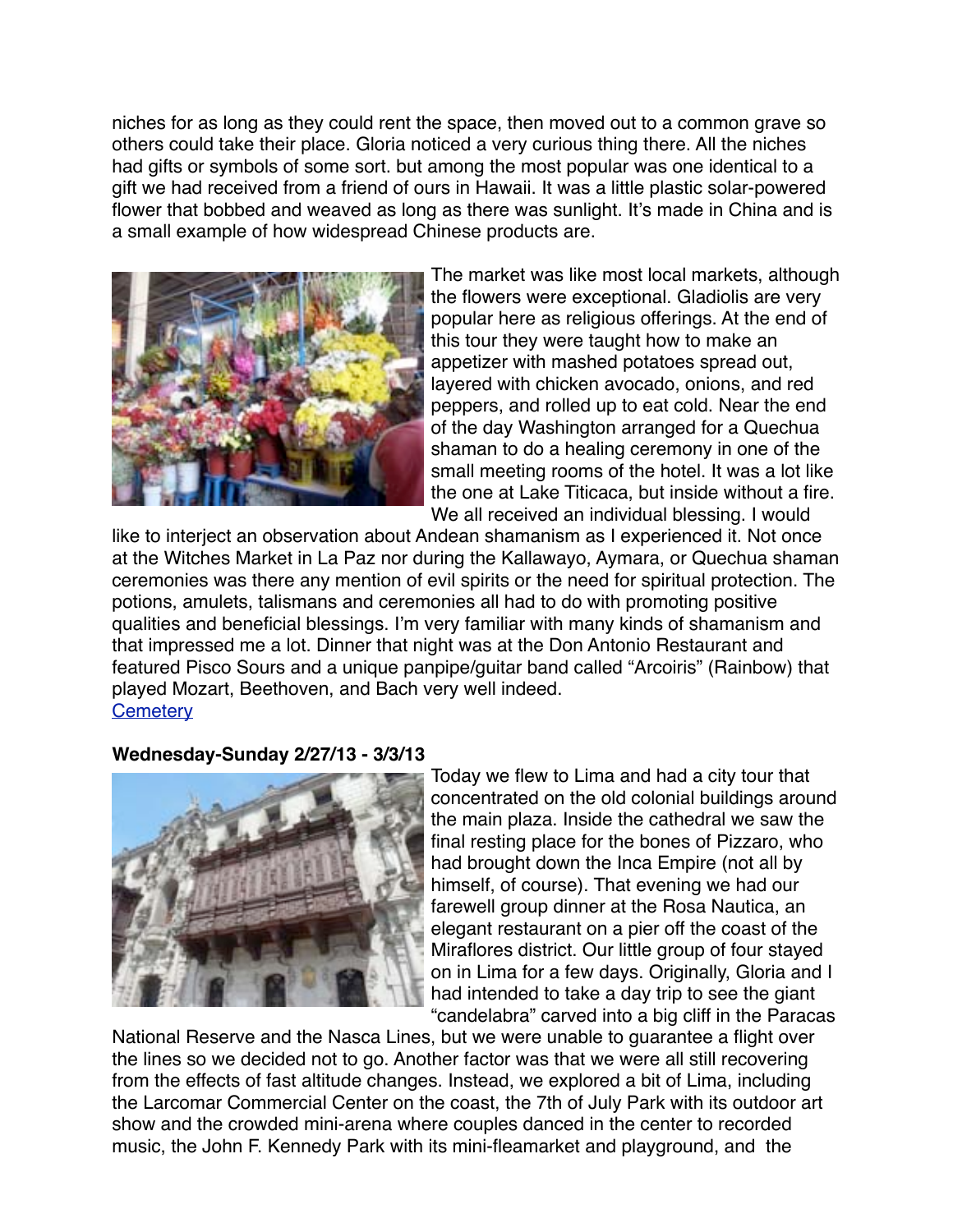niches for as long as they could rent the space, then moved out to a common grave so others could take their place. Gloria noticed a very curious thing there. All the niches had gifts or symbols of some sort. but among the most popular was one identical to a gift we had received from a friend of ours in Hawaii. It was a little plastic solar-powered flower that bobbed and weaved as long as there was sunlight. It's made in China and is a small example of how widespread Chinese products are.

The market was like most local markets, although the flowers were exceptional. Gladiolis are very popular here as religious offerings. At the end of this tour they were taught how to make an appetizer with mashed potatoes spread out, layered with chicken avocado, onions, and red peppers, and rolled up to eat cold. Near the end of the day Washington arranged for a Quechua shaman to do a healing ceremony in one of the small meeting rooms of the hotel. It was a lot like the one at Lake Titicaca, but inside without a fire. We all received an individual blessing. I would like to interject an observation about Andean shamanism as I experienced it. Not once at the Witches Market in La Paz nor during the Kallawayo, Aymara, or Quechua shaman ceremonies was there any mention of evil spirits or the need for spiritual protection. The potions, amulets, talismans and ceremonies all had to do with promoting positive qualities and beneficial blessings. I'm very familiar with many kinds of shamanism and that impressed me a lot. Dinner that night was at the Don Antonio Restaurant and featured Pisco Sours and a unique panpipe/guitar band called "Arcoiris" (Rainbow) that played Mozart, Beethoven, and Bach very well indeed.

[Cemetery]

**Wednesday-Sunday 2/27/13 - 3/3/13**

Today we flew to Lima and had a city tour that concentrated on the old colonial buildings around the main plaza. Inside the cathedral we saw the final resting place for the bones of Pizzaro, who had brought down the Inca Empire (not all by himself, of course). That evening we had our farewell group dinner at the Rosa Nautica, an elegant restaurant on a pier off the coast of the Miraflores district. Our little group of four stayed on in Lima for a few days. Originally, Gloria and I had intended to take a day trip to see the giant "candelabra" carved into a big cliff in the Paracas National Reserve and the Nasca Lines, but we were unable to guarantee a flight over the lines so we decided not to go. Another factor was that we were all still recovering from the effects of fast altitude changes. Instead, we explored a bit of Lima, including the Larcomar Commercial Center on the coast, the 7th of July Park with its outdoor art show and the crowded mini-arena where couples danced in the center to recorded music, the John F. Kennedy Park with its mini-fleamarket and playground, and the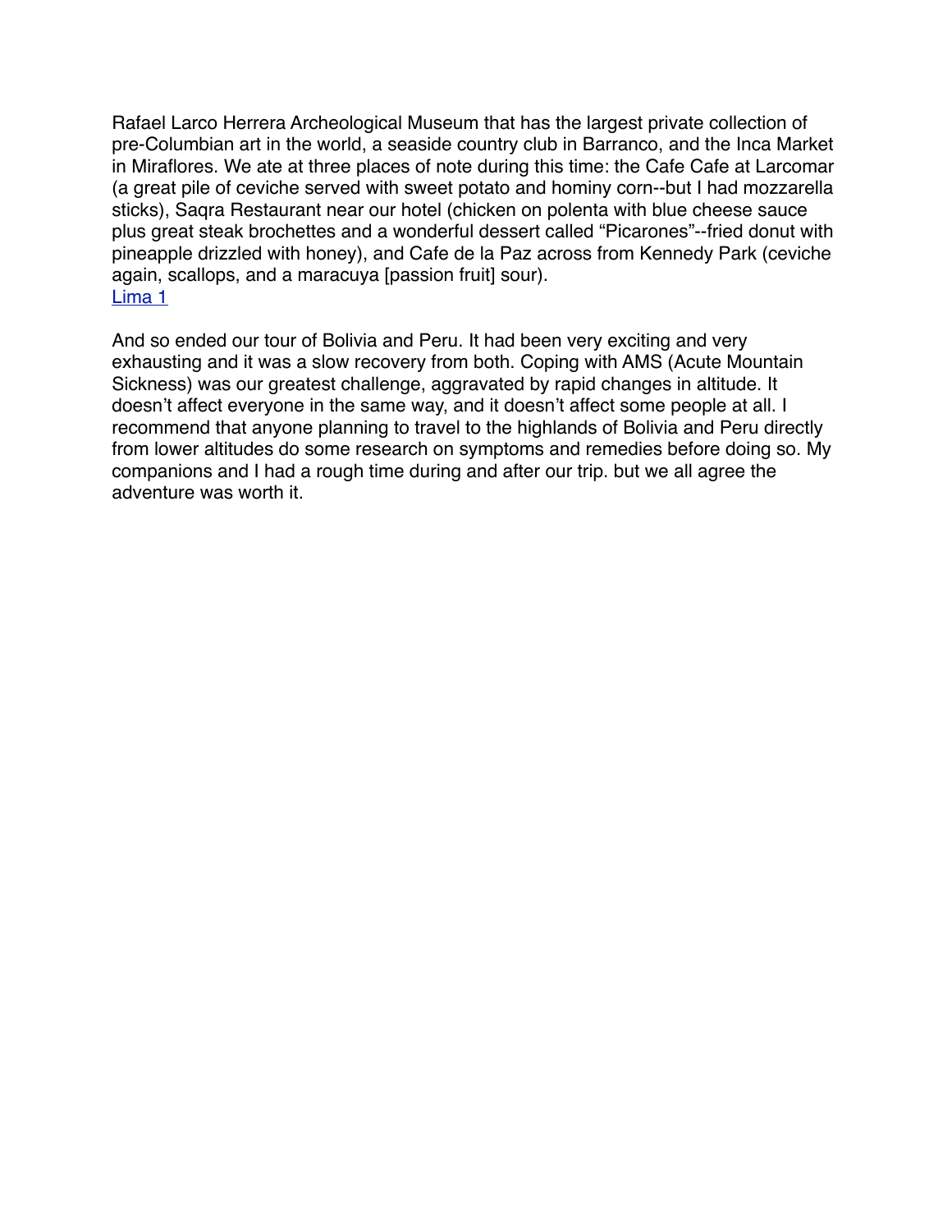Rafael Larco Herrera Archeological Museum that has the largest private collection of pre-Columbian art in the world, a seaside country club in Barranco, and the Inca Market in Miraflores. We ate at three places of note during this time: the Cafe Cafe at Larcomar (a great pile of ceviche served with sweet potato and hominy corn--but I had mozzarella sticks), Saqra Restaurant near our hotel (chicken on polenta with blue cheese sauce plus great steak brochettes and a wonderful dessert called "Picarones"--fried donut with pineapple drizzled with honey), and Cafe de la Paz across from Kennedy Park (ceviche again, scallops, and a maracuya [passion fruit] sour).
Lima 1

And so ended our tour of Bolivia and Peru. It had been very exciting and very exhausting and it was a slow recovery from both. Coping with AMS (Acute Mountain Sickness) was our greatest challenge, aggravated by rapid changes in altitude. It doesn't affect everyone in the same way, and it doesn't affect some people at all. I recommend that anyone planning to travel to the highlands of Bolivia and Peru directly from lower altitudes do some research on symptoms and remedies before doing so. My companions and I had a rough time during and after our trip. but we all agree the adventure was worth it.